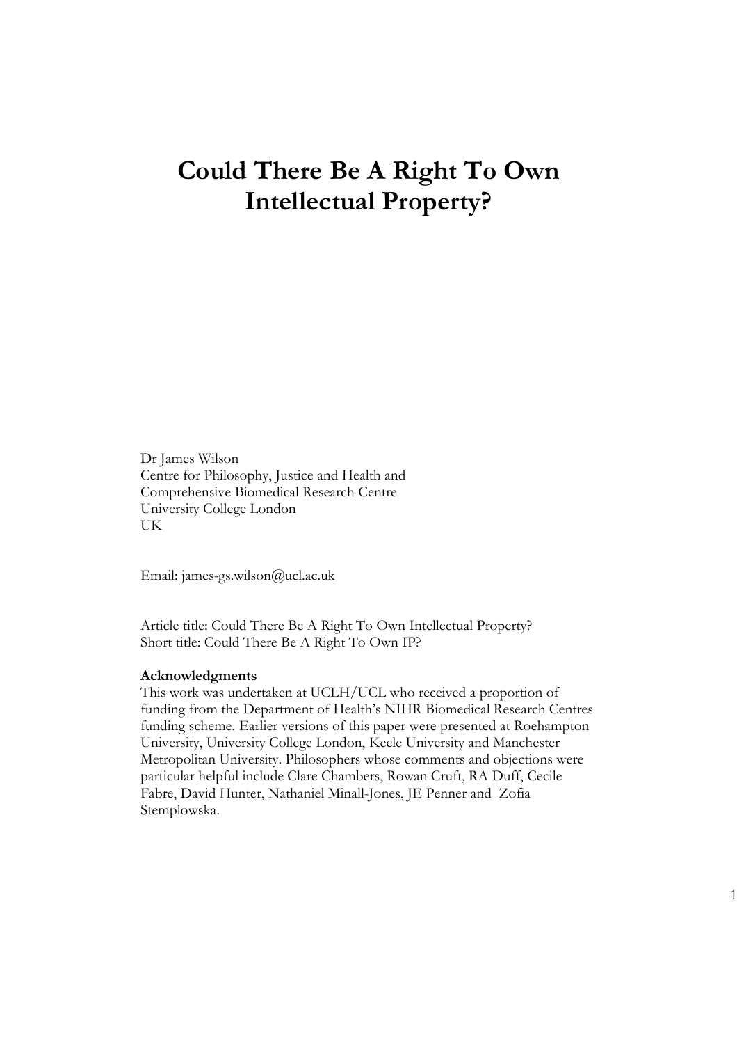# Could There Be A Right To Own Intellectual Property?

Dr James Wilson
Centre for Philosophy, Justice and Health and
Comprehensive Biomedical Research Centre
University College London
UK

Email: james-gs.wilson@ucl.ac.uk

Article title: Could There Be A Right To Own Intellectual Property?
Short title: Could There Be A Right To Own IP?

**Acknowledgments**
This work was undertaken at UCLH/UCL who received a proportion of funding from the Department of Health's NIHR Biomedical Research Centres funding scheme. Earlier versions of this paper were presented at Roehampton University, University College London, Keele University and Manchester Metropolitan University. Philosophers whose comments and objections were particular helpful include Clare Chambers, Rowan Cruft, RA Duff, Cecile Fabre, David Hunter, Nathaniel Minall-Jones, JE Penner and Zofia Stemplowska.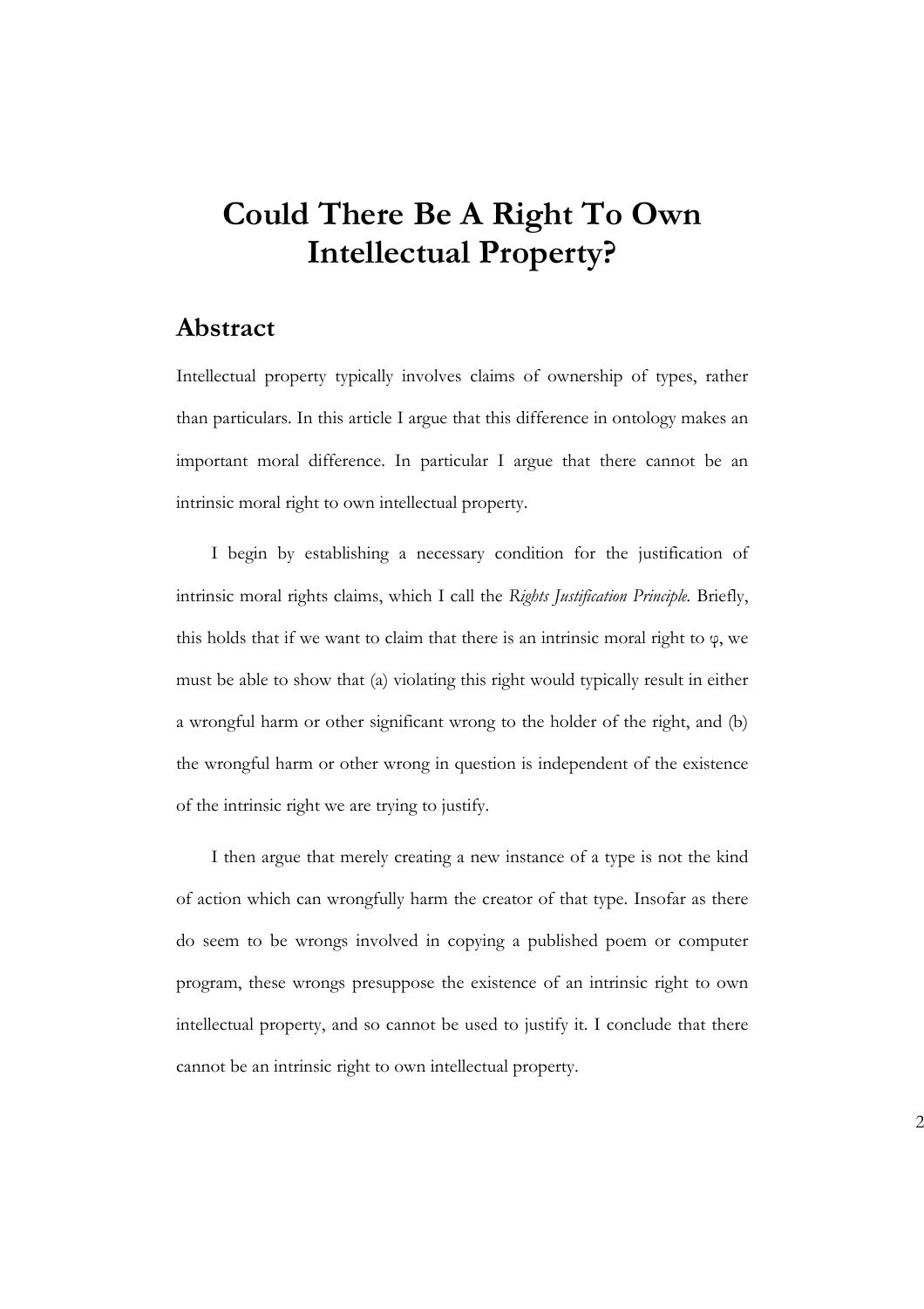# Could There Be A Right To Own Intellectual Property?

## Abstract

Intellectual property typically involves claims of ownership of types, rather than particulars. In this article I argue that this difference in ontology makes an important moral difference. In particular I argue that there cannot be an intrinsic moral right to own intellectual property.

I begin by establishing a necessary condition for the justification of intrinsic moral rights claims, which I call the *Rights Justification Principle.* Briefly, this holds that if we want to claim that there is an intrinsic moral right to φ, we must be able to show that (a) violating this right would typically result in either a wrongful harm or other significant wrong to the holder of the right, and (b) the wrongful harm or other wrong in question is independent of the existence of the intrinsic right we are trying to justify.

I then argue that merely creating a new instance of a type is not the kind of action which can wrongfully harm the creator of that type. Insofar as there do seem to be wrongs involved in copying a published poem or computer program, these wrongs presuppose the existence of an intrinsic right to own intellectual property, and so cannot be used to justify it. I conclude that there cannot be an intrinsic right to own intellectual property.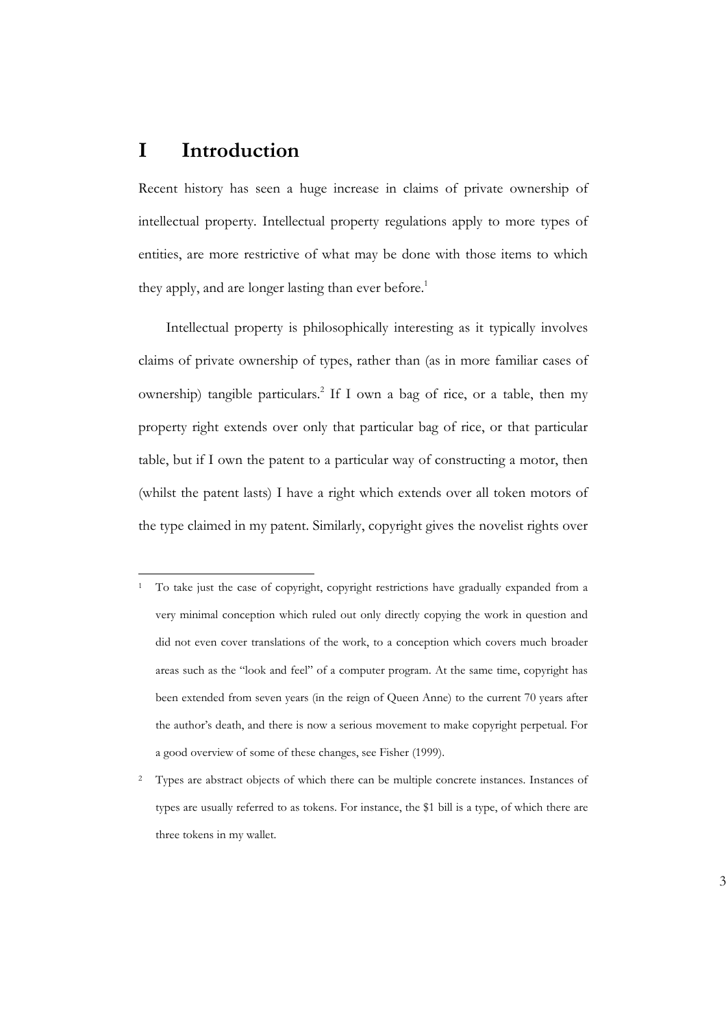# I Introduction

Recent history has seen a huge increase in claims of private ownership of intellectual property. Intellectual property regulations apply to more types of entities, are more restrictive of what may be done with those items to which they apply, and are longer lasting than ever before.[1]

Intellectual property is philosophically interesting as it typically involves claims of private ownership of types, rather than (as in more familiar cases of ownership) tangible particulars.[2] If I own a bag of rice, or a table, then my property right extends over only that particular bag of rice, or that particular table, but if I own the patent to a particular way of constructing a motor, then (whilst the patent lasts) I have a right which extends over all token motors of the type claimed in my patent. Similarly, copyright gives the novelist rights over

---

[1] To take just the case of copyright, copyright restrictions have gradually expanded from a very minimal conception which ruled out only directly copying the work in question and did not even cover translations of the work, to a conception which covers much broader areas such as the "look and feel" of a computer program. At the same time, copyright has been extended from seven years (in the reign of Queen Anne) to the current 70 years after the author's death, and there is now a serious movement to make copyright perpetual. For a good overview of some of these changes, see Fisher (1999).

[2] Types are abstract objects of which there can be multiple concrete instances. Instances of types are usually referred to as tokens. For instance, the $1 bill is a type, of which there are three tokens in my wallet.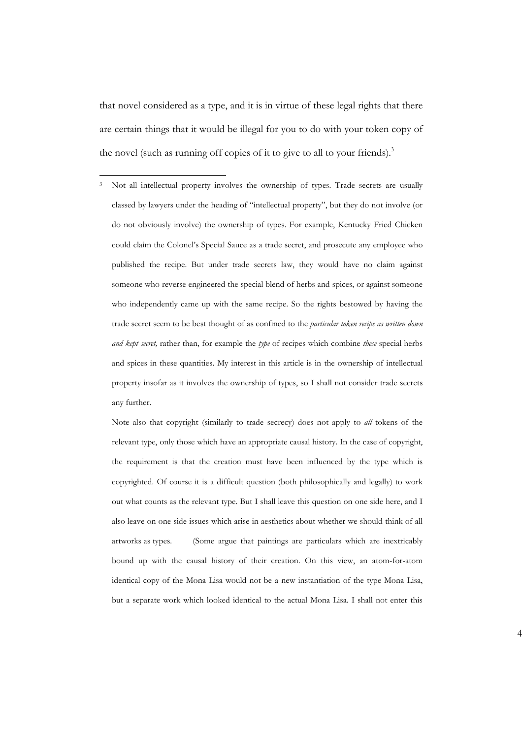that novel considered as a type, and it is in virtue of these legal rights that there are certain things that it would be illegal for you to do with your token copy of the novel (such as running off copies of it to give to all to your friends).[3]

---

[3] Not all intellectual property involves the ownership of types. Trade secrets are usually classed by lawyers under the heading of "intellectual property", but they do not involve (or do not obviously involve) the ownership of types. For example, Kentucky Fried Chicken could claim the Colonel's Special Sauce as a trade secret, and prosecute any employee who published the recipe. But under trade secrets law, they would have no claim against someone who reverse engineered the special blend of herbs and spices, or against someone who independently came up with the same recipe. So the rights bestowed by having the trade secret seem to be best thought of as confined to the *particular token recipe as written down and kept secret,* rather than, for example the *type* of recipes which combine *these* special herbs and spices in these quantities. My interest in this article is in the ownership of intellectual property insofar as it involves the ownership of types, so I shall not consider trade secrets any further.

Note also that copyright (similarly to trade secrecy) does not apply to *all* tokens of the relevant type, only those which have an appropriate causal history. In the case of copyright, the requirement is that the creation must have been influenced by the type which is copyrighted. Of course it is a difficult question (both philosophically and legally) to work out what counts as the relevant type. But I shall leave this question on one side here, and I also leave on one side issues which arise in aesthetics about whether we should think of all artworks as types. (Some argue that paintings are particulars which are inextricably bound up with the causal history of their creation. On this view, an atom-for-atom identical copy of the Mona Lisa would not be a new instantiation of the type Mona Lisa, but a separate work which looked identical to the actual Mona Lisa. I shall not enter this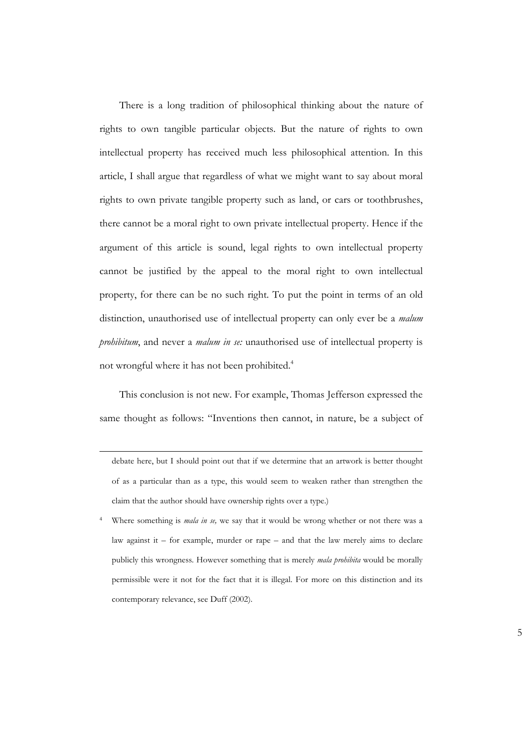There is a long tradition of philosophical thinking about the nature of rights to own tangible particular objects. But the nature of rights to own intellectual property has received much less philosophical attention. In this article, I shall argue that regardless of what we might want to say about moral rights to own private tangible property such as land, or cars or toothbrushes, there cannot be a moral right to own private intellectual property. Hence if the argument of this article is sound, legal rights to own intellectual property cannot be justified by the appeal to the moral right to own intellectual property, for there can be no such right. To put the point in terms of an old distinction, unauthorised use of intellectual property can only ever be a *malum prohibitum*, and never a *malum in se:* unauthorised use of intellectual property is not wrongful where it has not been prohibited.[4]

This conclusion is not new. For example, Thomas Jefferson expressed the same thought as follows: "Inventions then cannot, in nature, be a subject of

---

debate here, but I should point out that if we determine that an artwork is better thought of as a particular than as a type, this would seem to weaken rather than strengthen the claim that the author should have ownership rights over a type.)

[4] Where something is *mala in se,* we say that it would be wrong whether or not there was a law against it – for example, murder or rape – and that the law merely aims to declare publicly this wrongness. However something that is merely *mala prohibita* would be morally permissible were it not for the fact that it is illegal. For more on this distinction and its contemporary relevance, see Duff (2002).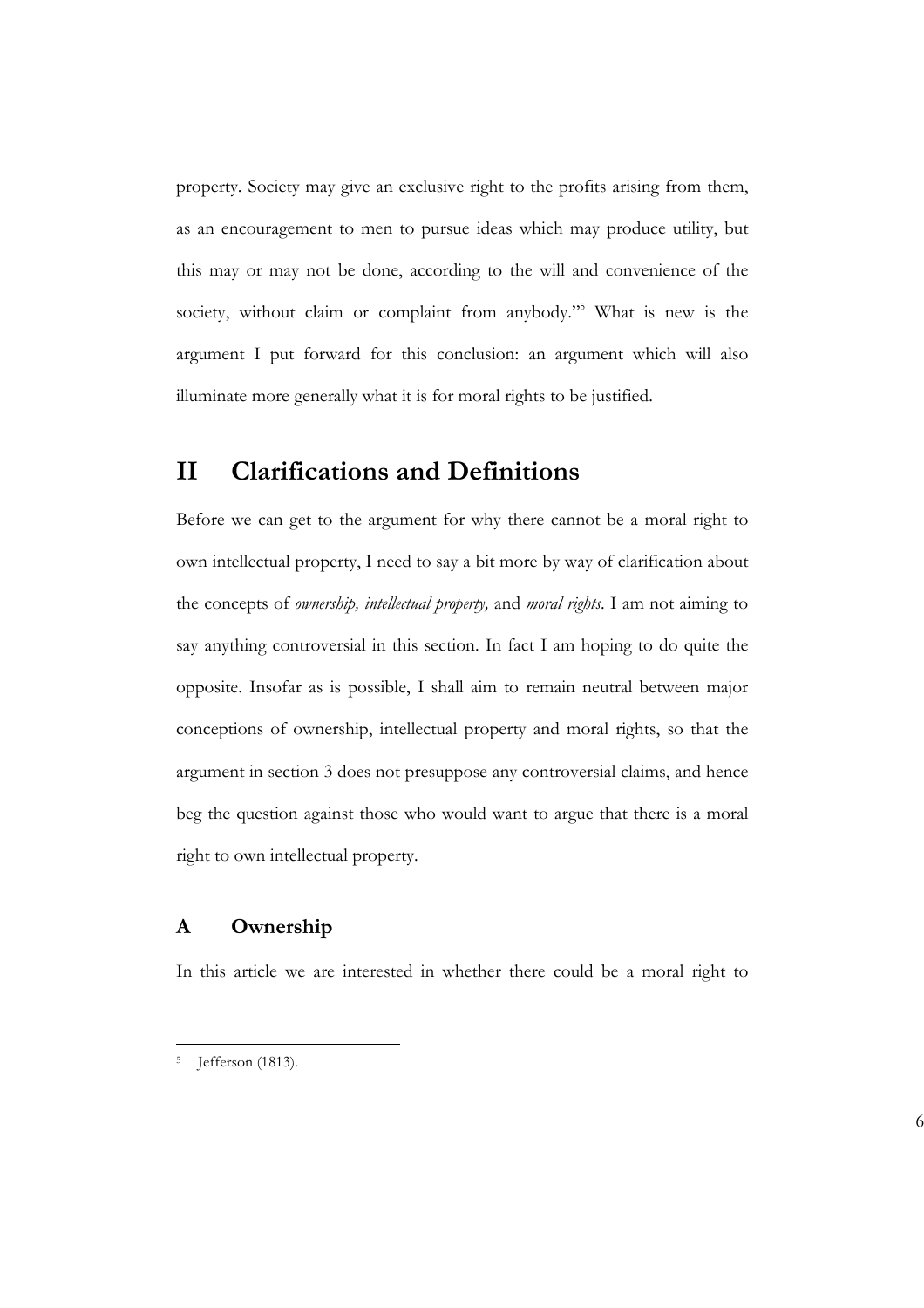property. Society may give an exclusive right to the profits arising from them, as an encouragement to men to pursue ideas which may produce utility, but this may or may not be done, according to the will and convenience of the society, without claim or complaint from anybody."[5] What is new is the argument I put forward for this conclusion: an argument which will also illuminate more generally what it is for moral rights to be justified.

## II Clarifications and Definitions

Before we can get to the argument for why there cannot be a moral right to own intellectual property, I need to say a bit more by way of clarification about the concepts of *ownership, intellectual property,* and *moral rights*. I am not aiming to say anything controversial in this section. In fact I am hoping to do quite the opposite. Insofar as is possible, I shall aim to remain neutral between major conceptions of ownership, intellectual property and moral rights, so that the argument in section 3 does not presuppose any controversial claims, and hence beg the question against those who would want to argue that there is a moral right to own intellectual property.

### A Ownership

In this article we are interested in whether there could be a moral right to

---

[5] Jefferson (1813).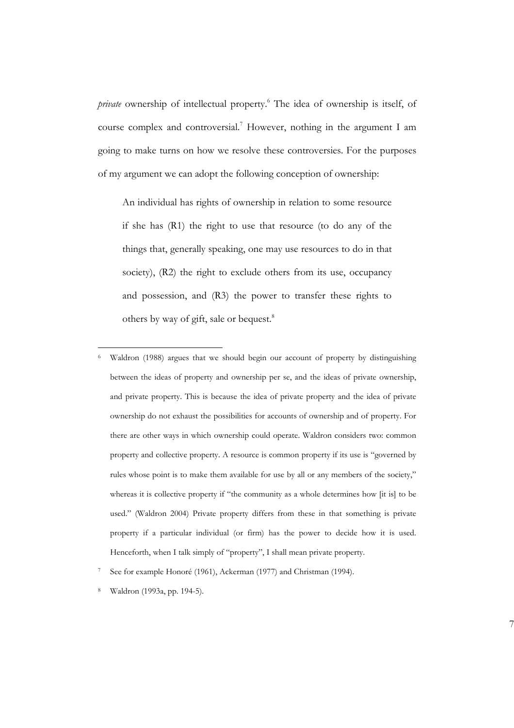*private* ownership of intellectual property.[6] The idea of ownership is itself, of course complex and controversial.[7] However, nothing in the argument I am going to make turns on how we resolve these controversies. For the purposes of my argument we can adopt the following conception of ownership:

> An individual has rights of ownership in relation to some resource if she has (R1) the right to use that resource (to do any of the things that, generally speaking, one may use resources to do in that society), (R2) the right to exclude others from its use, occupancy and possession, and (R3) the power to transfer these rights to others by way of gift, sale or bequest.[8]

---

[6] Waldron (1988) argues that we should begin our account of property by distinguishing between the ideas of property and ownership per se, and the ideas of private ownership, and private property. This is because the idea of private property and the idea of private ownership do not exhaust the possibilities for accounts of ownership and of property. For there are other ways in which ownership could operate. Waldron considers two: common property and collective property. A resource is common property if its use is "governed by rules whose point is to make them available for use by all or any members of the society," whereas it is collective property if "the community as a whole determines how [it is] to be used." (Waldron 2004) Private property differs from these in that something is private property if a particular individual (or firm) has the power to decide how it is used. Henceforth, when I talk simply of "property", I shall mean private property.

[7] See for example Honoré (1961), Ackerman (1977) and Christman (1994).

[8] Waldron (1993a, pp. 194-5).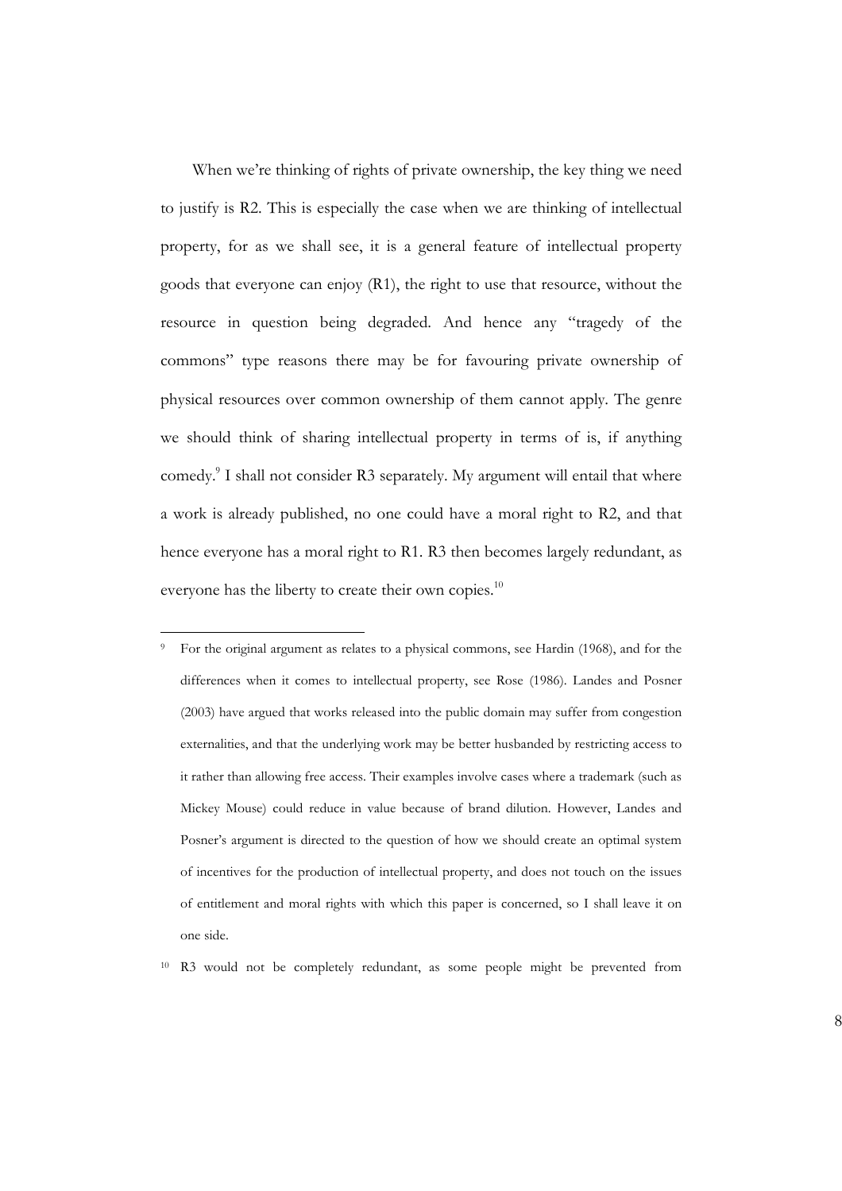When we're thinking of rights of private ownership, the key thing we need to justify is R2. This is especially the case when we are thinking of intellectual property, for as we shall see, it is a general feature of intellectual property goods that everyone can enjoy (R1), the right to use that resource, without the resource in question being degraded. And hence any "tragedy of the commons" type reasons there may be for favouring private ownership of physical resources over common ownership of them cannot apply. The genre we should think of sharing intellectual property in terms of is, if anything comedy.[9] I shall not consider R3 separately. My argument will entail that where a work is already published, no one could have a moral right to R2, and that hence everyone has a moral right to R1. R3 then becomes largely redundant, as everyone has the liberty to create their own copies.[10]

---

[9] For the original argument as relates to a physical commons, see Hardin (1968), and for the differences when it comes to intellectual property, see Rose (1986). Landes and Posner (2003) have argued that works released into the public domain may suffer from congestion externalities, and that the underlying work may be better husbanded by restricting access to it rather than allowing free access. Their examples involve cases where a trademark (such as Mickey Mouse) could reduce in value because of brand dilution. However, Landes and Posner's argument is directed to the question of how we should create an optimal system of incentives for the production of intellectual property, and does not touch on the issues of entitlement and moral rights with which this paper is concerned, so I shall leave it on one side.

[10] R3 would not be completely redundant, as some people might be prevented from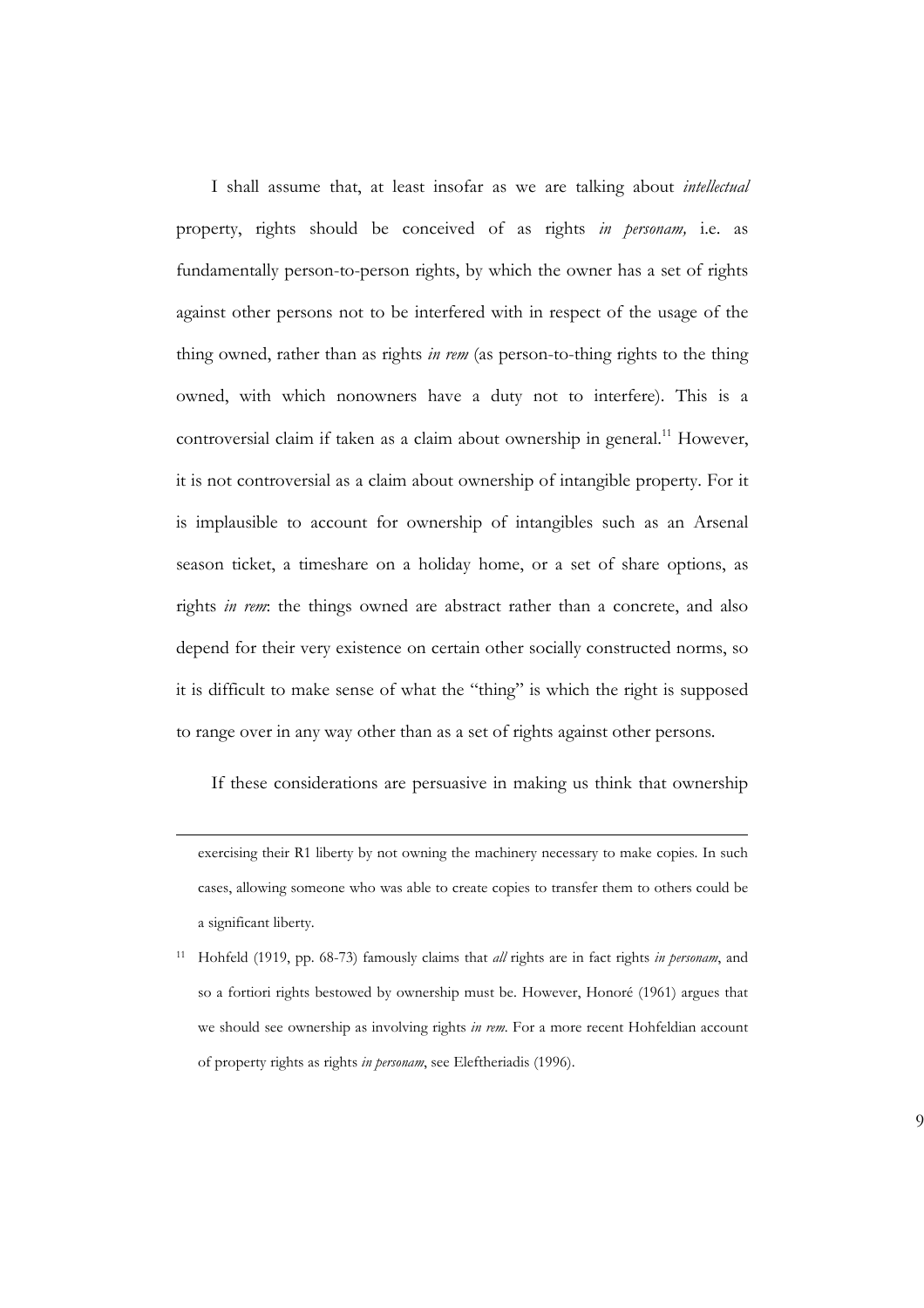I shall assume that, at least insofar as we are talking about *intellectual* property, rights should be conceived of as rights *in personam,* i.e. as fundamentally person-to-person rights, by which the owner has a set of rights against other persons not to be interfered with in respect of the usage of the thing owned, rather than as rights *in rem* (as person-to-thing rights to the thing owned, with which nonowners have a duty not to interfere). This is a controversial claim if taken as a claim about ownership in general.[11] However, it is not controversial as a claim about ownership of intangible property. For it is implausible to account for ownership of intangibles such as an Arsenal season ticket, a timeshare on a holiday home, or a set of share options, as rights *in rem*: the things owned are abstract rather than a concrete, and also depend for their very existence on certain other socially constructed norms, so it is difficult to make sense of what the "thing" is which the right is supposed to range over in any way other than as a set of rights against other persons.

If these considerations are persuasive in making us think that ownership

---

exercising their R1 liberty by not owning the machinery necessary to make copies. In such cases, allowing someone who was able to create copies to transfer them to others could be a significant liberty.

[11] Hohfeld (1919, pp. 68-73) famously claims that *all* rights are in fact rights *in personam*, and so a fortiori rights bestowed by ownership must be. However, Honoré (1961) argues that we should see ownership as involving rights *in rem*. For a more recent Hohfeldian account of property rights as rights *in personam*, see Eleftheriadis (1996).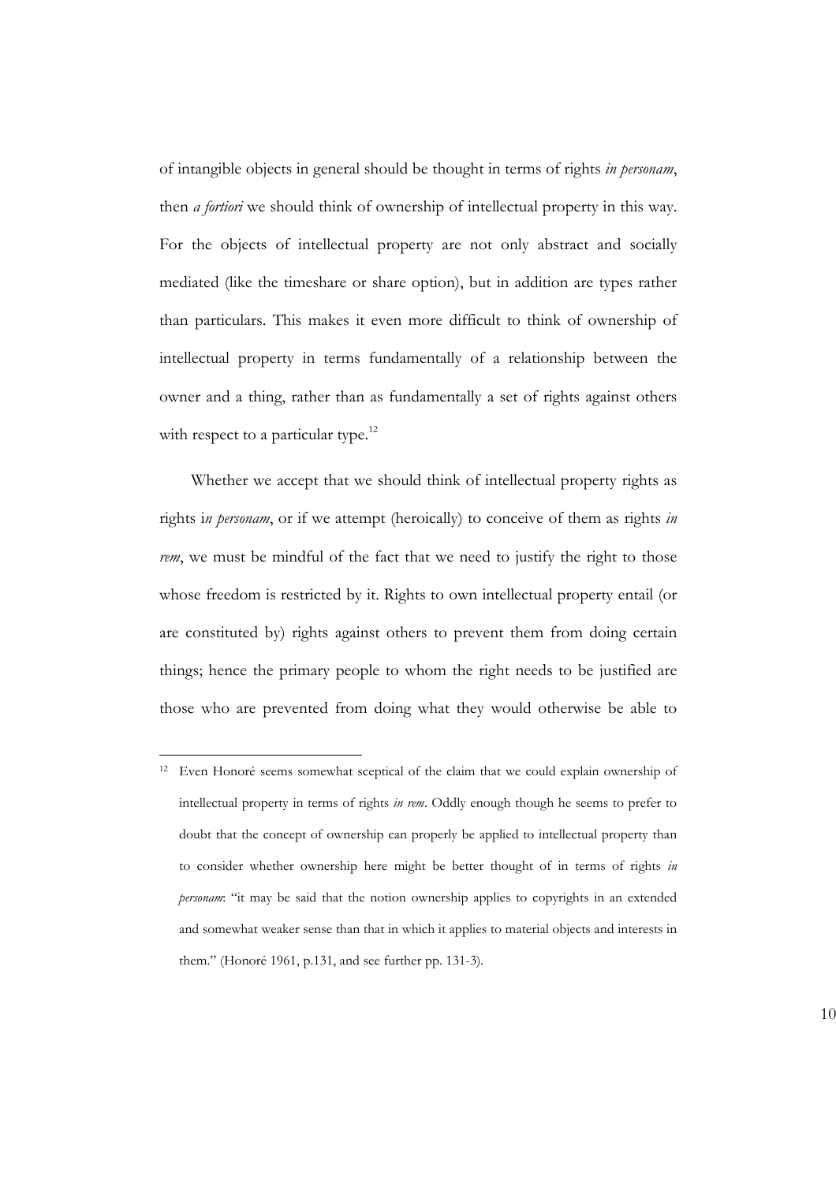of intangible objects in general should be thought in terms of rights *in personam*, then *a fortiori* we should think of ownership of intellectual property in this way. For the objects of intellectual property are not only abstract and socially mediated (like the timeshare or share option), but in addition are types rather than particulars. This makes it even more difficult to think of ownership of intellectual property in terms fundamentally of a relationship between the owner and a thing, rather than as fundamentally a set of rights against others with respect to a particular type.[12]

Whether we accept that we should think of intellectual property rights as rights i*n personam*, or if we attempt (heroically) to conceive of them as rights *in rem*, we must be mindful of the fact that we need to justify the right to those whose freedom is restricted by it. Rights to own intellectual property entail (or are constituted by) rights against others to prevent them from doing certain things; hence the primary people to whom the right needs to be justified are those who are prevented from doing what they would otherwise be able to

---

[12] Even Honoré seems somewhat sceptical of the claim that we could explain ownership of intellectual property in terms of rights *in rem*. Oddly enough though he seems to prefer to doubt that the concept of ownership can properly be applied to intellectual property than to consider whether ownership here might be better thought of in terms of rights *in personam*: "it may be said that the notion ownership applies to copyrights in an extended and somewhat weaker sense than that in which it applies to material objects and interests in them." (Honoré 1961, p.131, and see further pp. 131-3).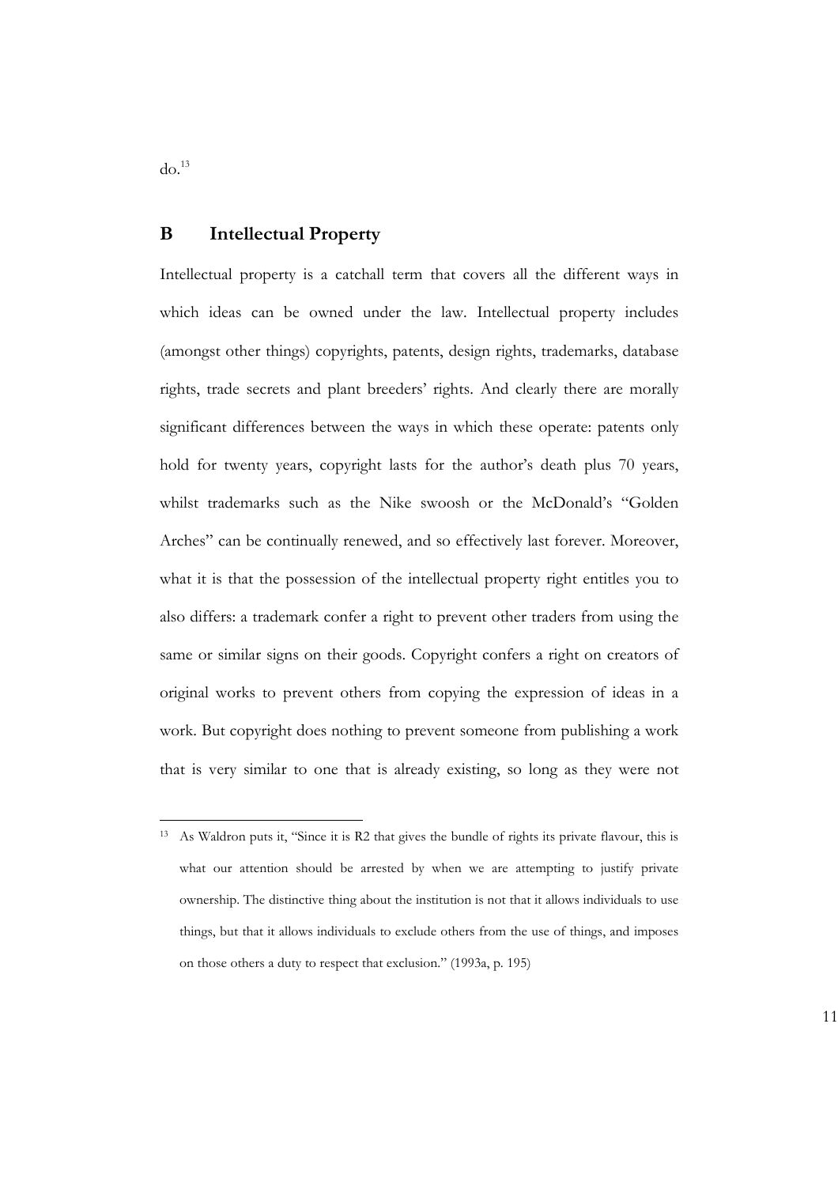do.[13]

## B Intellectual Property

Intellectual property is a catchall term that covers all the different ways in which ideas can be owned under the law. Intellectual property includes (amongst other things) copyrights, patents, design rights, trademarks, database rights, trade secrets and plant breeders' rights. And clearly there are morally significant differences between the ways in which these operate: patents only hold for twenty years, copyright lasts for the author's death plus 70 years, whilst trademarks such as the Nike swoosh or the McDonald's "Golden Arches" can be continually renewed, and so effectively last forever. Moreover, what it is that the possession of the intellectual property right entitles you to also differs: a trademark confer a right to prevent other traders from using the same or similar signs on their goods. Copyright confers a right on creators of original works to prevent others from copying the expression of ideas in a work. But copyright does nothing to prevent someone from publishing a work that is very similar to one that is already existing, so long as they were not

---

[13] As Waldron puts it, "Since it is R2 that gives the bundle of rights its private flavour, this is what our attention should be arrested by when we are attempting to justify private ownership. The distinctive thing about the institution is not that it allows individuals to use things, but that it allows individuals to exclude others from the use of things, and imposes on those others a duty to respect that exclusion." (1993a, p. 195)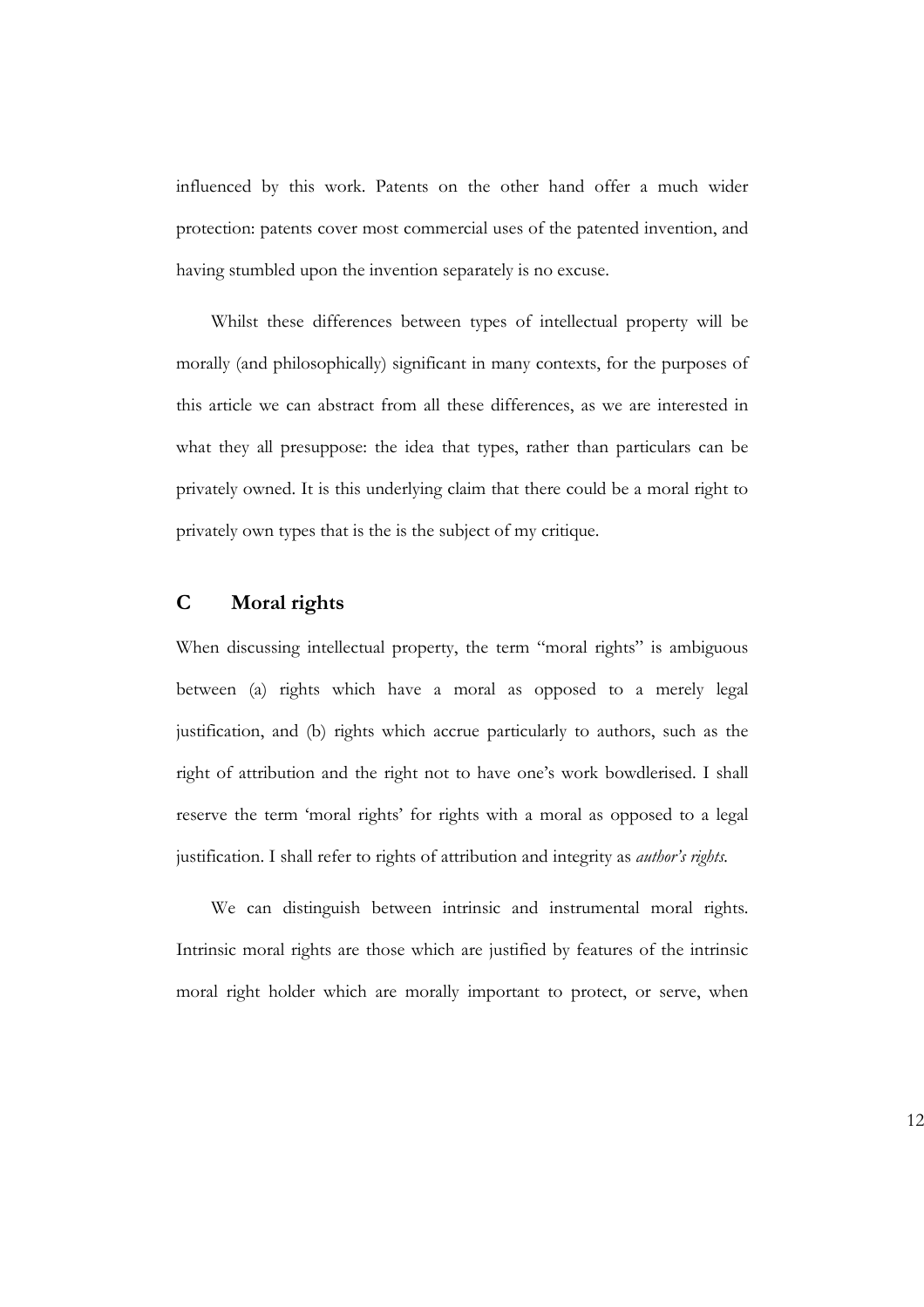influenced by this work. Patents on the other hand offer a much wider protection: patents cover most commercial uses of the patented invention, and having stumbled upon the invention separately is no excuse.

Whilst these differences between types of intellectual property will be morally (and philosophically) significant in many contexts, for the purposes of this article we can abstract from all these differences, as we are interested in what they all presuppose: the idea that types, rather than particulars can be privately owned. It is this underlying claim that there could be a moral right to privately own types that is the is the subject of my critique.

## C Moral rights

When discussing intellectual property, the term "moral rights" is ambiguous between (a) rights which have a moral as opposed to a merely legal justification, and (b) rights which accrue particularly to authors, such as the right of attribution and the right not to have one's work bowdlerised. I shall reserve the term 'moral rights' for rights with a moral as opposed to a legal justification. I shall refer to rights of attribution and integrity as *author's rights*.

We can distinguish between intrinsic and instrumental moral rights. Intrinsic moral rights are those which are justified by features of the intrinsic moral right holder which are morally important to protect, or serve, when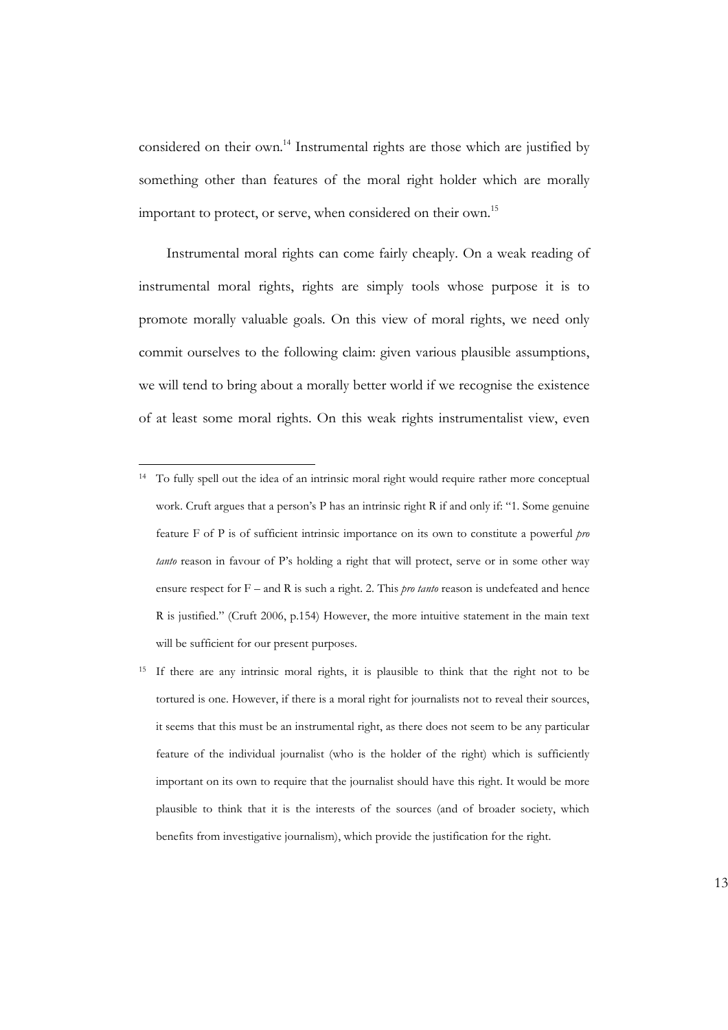considered on their own.[14] Instrumental rights are those which are justified by something other than features of the moral right holder which are morally important to protect, or serve, when considered on their own.[15]

Instrumental moral rights can come fairly cheaply. On a weak reading of instrumental moral rights, rights are simply tools whose purpose it is to promote morally valuable goals. On this view of moral rights, we need only commit ourselves to the following claim: given various plausible assumptions, we will tend to bring about a morally better world if we recognise the existence of at least some moral rights. On this weak rights instrumentalist view, even

[14] To fully spell out the idea of an intrinsic moral right would require rather more conceptual work. Cruft argues that a person's P has an intrinsic right R if and only if: "1. Some genuine feature F of P is of sufficient intrinsic importance on its own to constitute a powerful *pro tanto* reason in favour of P's holding a right that will protect, serve or in some other way ensure respect for F – and R is such a right. 2. This *pro tanto* reason is undefeated and hence R is justified." (Cruft 2006, p.154) However, the more intuitive statement in the main text will be sufficient for our present purposes.

[15] If there are any intrinsic moral rights, it is plausible to think that the right not to be tortured is one. However, if there is a moral right for journalists not to reveal their sources, it seems that this must be an instrumental right, as there does not seem to be any particular feature of the individual journalist (who is the holder of the right) which is sufficiently important on its own to require that the journalist should have this right. It would be more plausible to think that it is the interests of the sources (and of broader society, which benefits from investigative journalism), which provide the justification for the right.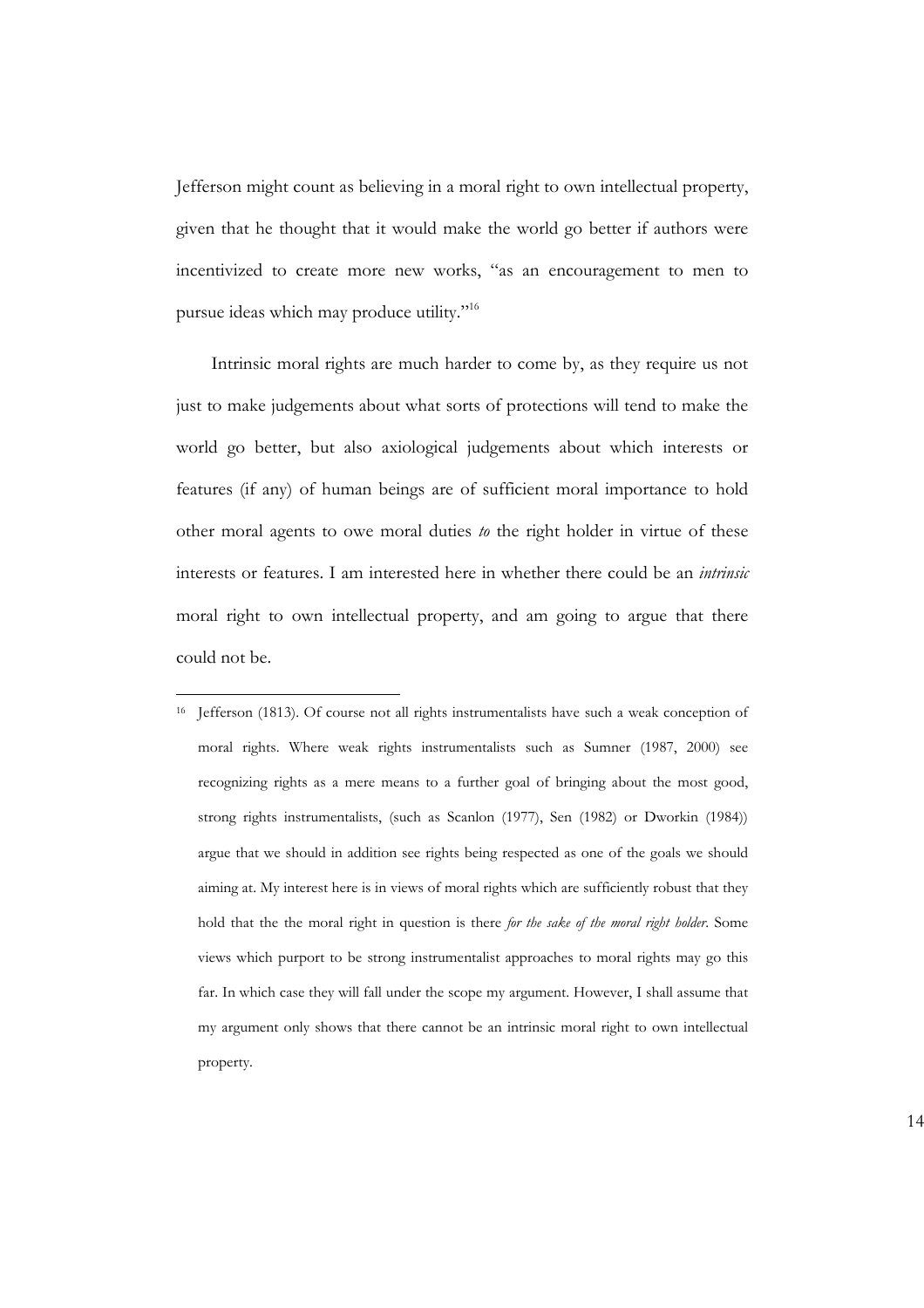Jefferson might count as believing in a moral right to own intellectual property, given that he thought that it would make the world go better if authors were incentivized to create more new works, "as an encouragement to men to pursue ideas which may produce utility."[16]

Intrinsic moral rights are much harder to come by, as they require us not just to make judgements about what sorts of protections will tend to make the world go better, but also axiological judgements about which interests or features (if any) of human beings are of sufficient moral importance to hold other moral agents to owe moral duties *to* the right holder in virtue of these interests or features. I am interested here in whether there could be an *intrinsic* moral right to own intellectual property, and am going to argue that there could not be.

---

[16] Jefferson (1813). Of course not all rights instrumentalists have such a weak conception of moral rights. Where weak rights instrumentalists such as Sumner (1987, 2000) see recognizing rights as a mere means to a further goal of bringing about the most good, strong rights instrumentalists, (such as Scanlon (1977), Sen (1982) or Dworkin (1984)) argue that we should in addition see rights being respected as one of the goals we should aiming at. My interest here is in views of moral rights which are sufficiently robust that they hold that the the moral right in question is there *for the sake of the moral right holder*. Some views which purport to be strong instrumentalist approaches to moral rights may go this far. In which case they will fall under the scope my argument. However, I shall assume that my argument only shows that there cannot be an intrinsic moral right to own intellectual property.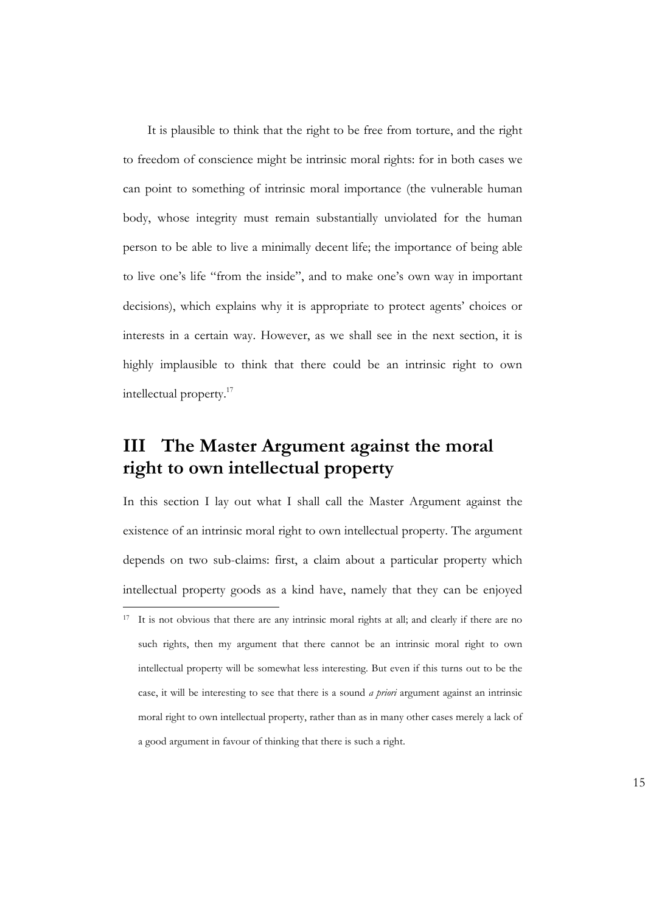It is plausible to think that the right to be free from torture, and the right to freedom of conscience might be intrinsic moral rights: for in both cases we can point to something of intrinsic moral importance (the vulnerable human body, whose integrity must remain substantially unviolated for the human person to be able to live a minimally decent life; the importance of being able to live one's life "from the inside", and to make one's own way in important decisions), which explains why it is appropriate to protect agents' choices or interests in a certain way. However, as we shall see in the next section, it is highly implausible to think that there could be an intrinsic right to own intellectual property.[17]

## III The Master Argument against the moral right to own intellectual property

In this section I lay out what I shall call the Master Argument against the existence of an intrinsic moral right to own intellectual property. The argument depends on two sub-claims: first, a claim about a particular property which intellectual property goods as a kind have, namely that they can be enjoyed

[17] It is not obvious that there are any intrinsic moral rights at all; and clearly if there are no such rights, then my argument that there cannot be an intrinsic moral right to own intellectual property will be somewhat less interesting. But even if this turns out to be the case, it will be interesting to see that there is a sound *a priori* argument against an intrinsic moral right to own intellectual property, rather than as in many other cases merely a lack of a good argument in favour of thinking that there is such a right.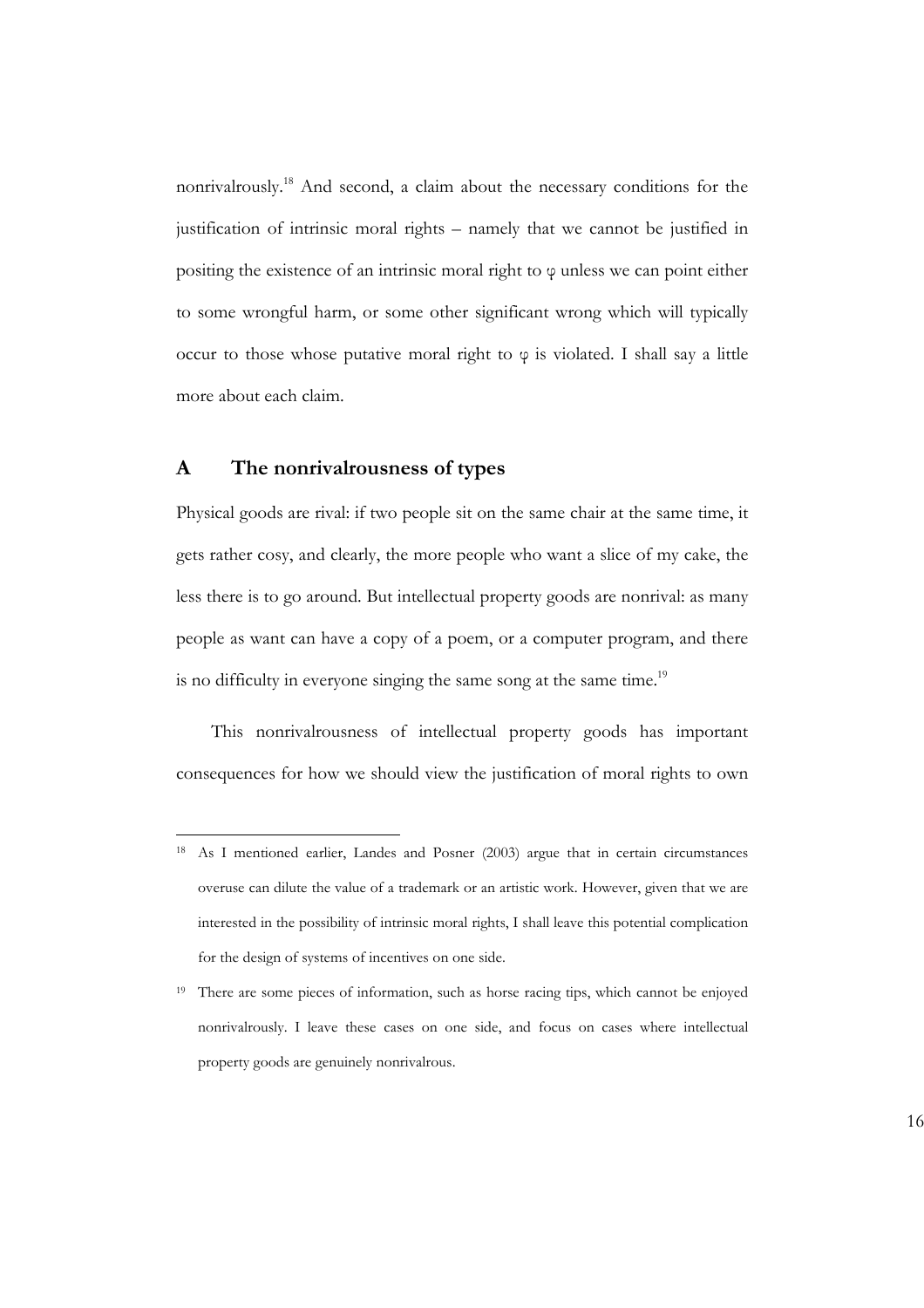nonrivalrously.[18] And second, a claim about the necessary conditions for the justification of intrinsic moral rights – namely that we cannot be justified in positing the existence of an intrinsic moral right to $\varphi$ unless we can point either to some wrongful harm, or some other significant wrong which will typically occur to those whose putative moral right to $\varphi$ is violated. I shall say a little more about each claim.

## A The nonrivalrousness of types

Physical goods are rival: if two people sit on the same chair at the same time, it gets rather cosy, and clearly, the more people who want a slice of my cake, the less there is to go around. But intellectual property goods are nonrival: as many people as want can have a copy of a poem, or a computer program, and there is no difficulty in everyone singing the same song at the same time.[19]

This nonrivalrousness of intellectual property goods has important consequences for how we should view the justification of moral rights to own

---

[18] As I mentioned earlier, Landes and Posner (2003) argue that in certain circumstances overuse can dilute the value of a trademark or an artistic work. However, given that we are interested in the possibility of intrinsic moral rights, I shall leave this potential complication for the design of systems of incentives on one side.

[19] There are some pieces of information, such as horse racing tips, which cannot be enjoyed nonrivalrously. I leave these cases on one side, and focus on cases where intellectual property goods are genuinely nonrivalrous.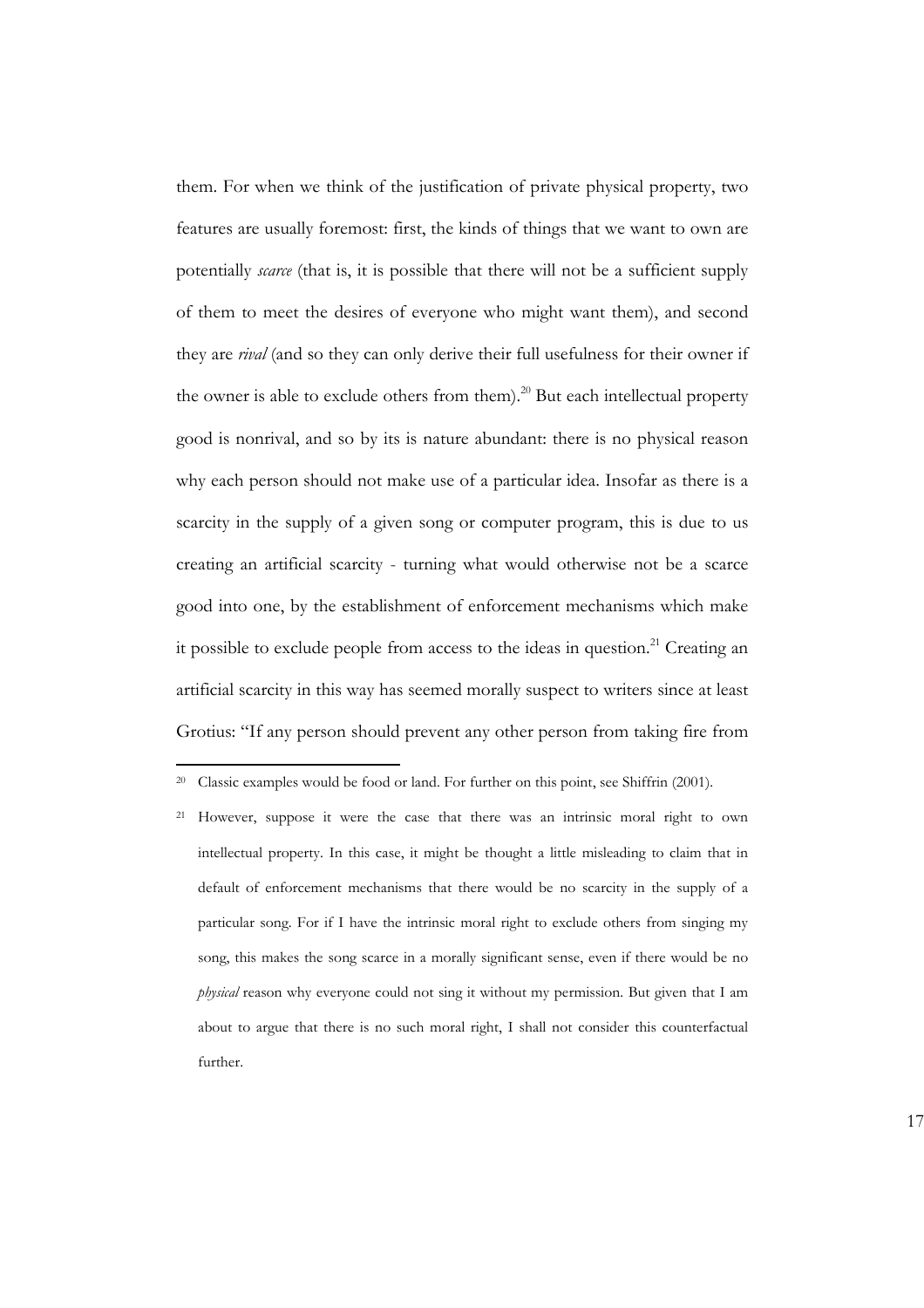them. For when we think of the justification of private physical property, two features are usually foremost: first, the kinds of things that we want to own are potentially *scarce* (that is, it is possible that there will not be a sufficient supply of them to meet the desires of everyone who might want them), and second they are *rival* (and so they can only derive their full usefulness for their owner if the owner is able to exclude others from them).[20] But each intellectual property good is nonrival, and so by its is nature abundant: there is no physical reason why each person should not make use of a particular idea. Insofar as there is a scarcity in the supply of a given song or computer program, this is due to us creating an artificial scarcity - turning what would otherwise not be a scarce good into one, by the establishment of enforcement mechanisms which make it possible to exclude people from access to the ideas in question.[21] Creating an artificial scarcity in this way has seemed morally suspect to writers since at least Grotius: "If any person should prevent any other person from taking fire from

---

[20] Classic examples would be food or land. For further on this point, see Shiffrin (2001).

[21] However, suppose it were the case that there was an intrinsic moral right to own intellectual property. In this case, it might be thought a little misleading to claim that in default of enforcement mechanisms that there would be no scarcity in the supply of a particular song. For if I have the intrinsic moral right to exclude others from singing my song, this makes the song scarce in a morally significant sense, even if there would be no *physical* reason why everyone could not sing it without my permission. But given that I am about to argue that there is no such moral right, I shall not consider this counterfactual further.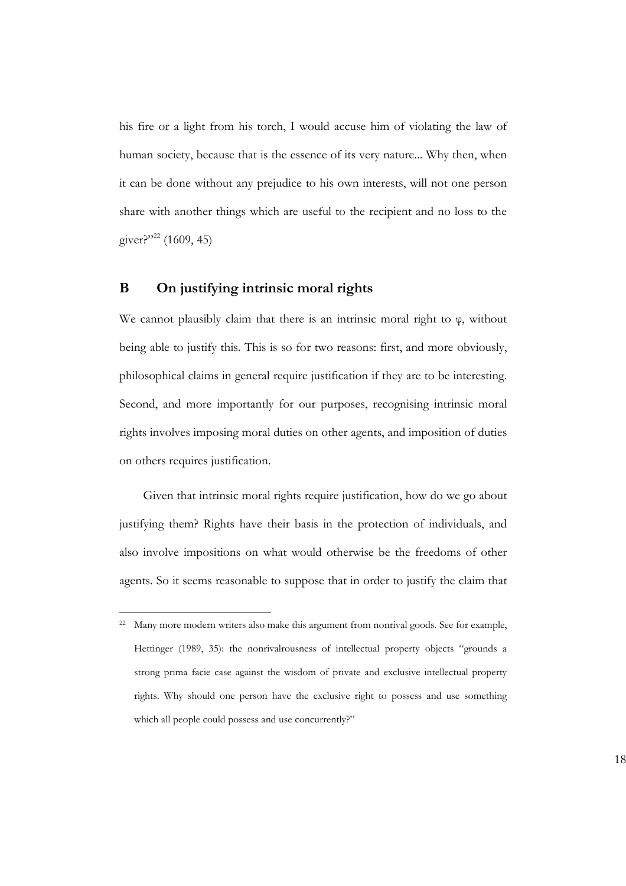his fire or a light from his torch, I would accuse him of violating the law of human society, because that is the essence of its very nature... Why then, when it can be done without any prejudice to his own interests, will not one person share with another things which are useful to the recipient and no loss to the giver?"[22] (1609, 45)

## B On justifying intrinsic moral rights

We cannot plausibly claim that there is an intrinsic moral right to φ, without being able to justify this. This is so for two reasons: first, and more obviously, philosophical claims in general require justification if they are to be interesting. Second, and more importantly for our purposes, recognising intrinsic moral rights involves imposing moral duties on other agents, and imposition of duties on others requires justification.

Given that intrinsic moral rights require justification, how do we go about justifying them? Rights have their basis in the protection of individuals, and also involve impositions on what would otherwise be the freedoms of other agents. So it seems reasonable to suppose that in order to justify the claim that

---

[22] Many more modern writers also make this argument from nonrival goods. See for example, Hettinger (1989, 35): the nonrivalrousness of intellectual property objects "grounds a strong prima facie case against the wisdom of private and exclusive intellectual property rights. Why should one person have the exclusive right to possess and use something which all people could possess and use concurrently?"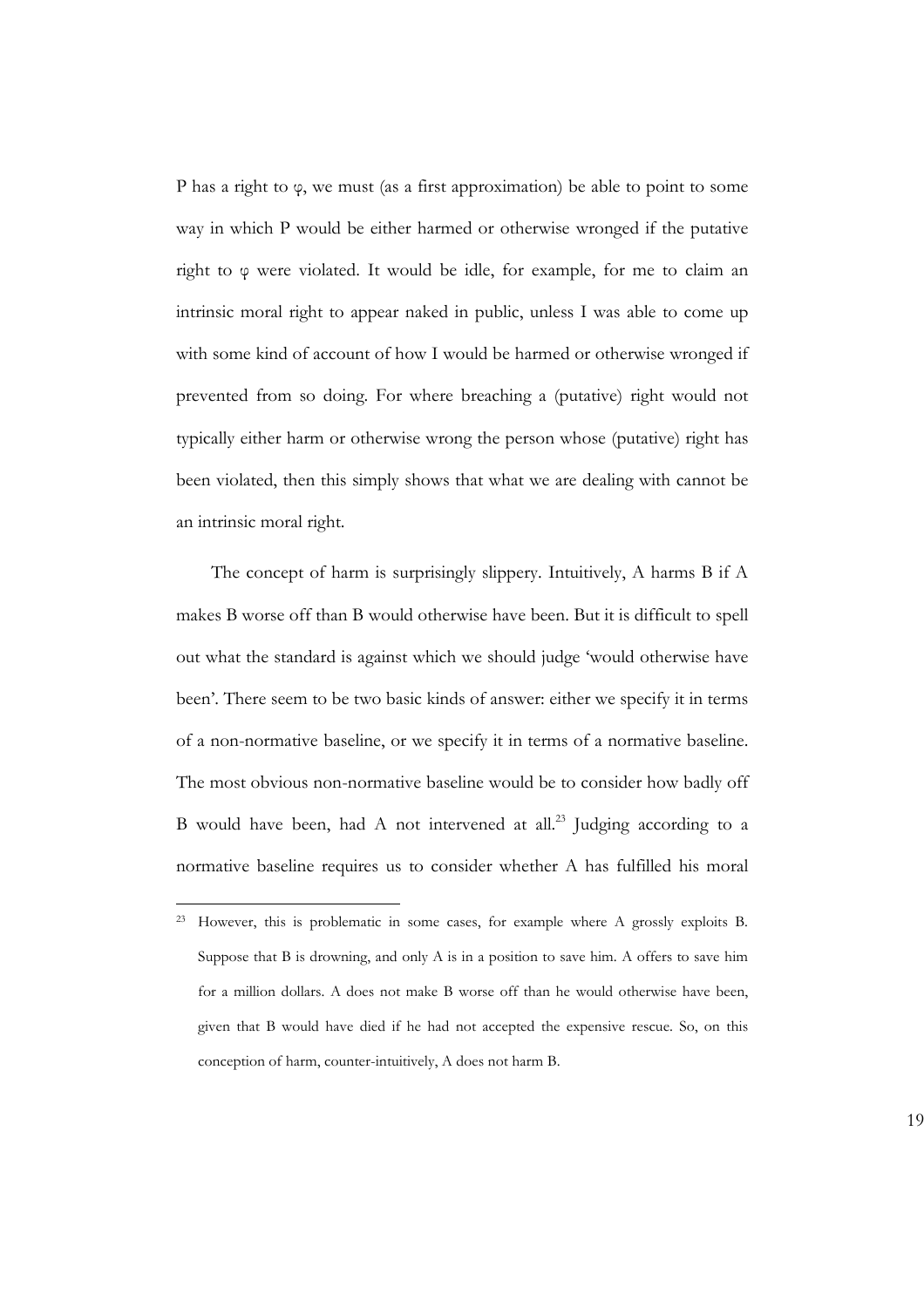P has a right to $\varphi$, we must (as a first approximation) be able to point to some way in which P would be either harmed or otherwise wronged if the putative right to $\varphi$ were violated. It would be idle, for example, for me to claim an intrinsic moral right to appear naked in public, unless I was able to come up with some kind of account of how I would be harmed or otherwise wronged if prevented from so doing. For where breaching a (putative) right would not typically either harm or otherwise wrong the person whose (putative) right has been violated, then this simply shows that what we are dealing with cannot be an intrinsic moral right.

The concept of harm is surprisingly slippery. Intuitively, A harms B if A makes B worse off than B would otherwise have been. But it is difficult to spell out what the standard is against which we should judge 'would otherwise have been'. There seem to be two basic kinds of answer: either we specify it in terms of a non-normative baseline, or we specify it in terms of a normative baseline. The most obvious non-normative baseline would be to consider how badly off B would have been, had A not intervened at all.[23] Judging according to a normative baseline requires us to consider whether A has fulfilled his moral

[23] However, this is problematic in some cases, for example where A grossly exploits B. Suppose that B is drowning, and only A is in a position to save him. A offers to save him for a million dollars. A does not make B worse off than he would otherwise have been, given that B would have died if he had not accepted the expensive rescue. So, on this conception of harm, counter-intuitively, A does not harm B.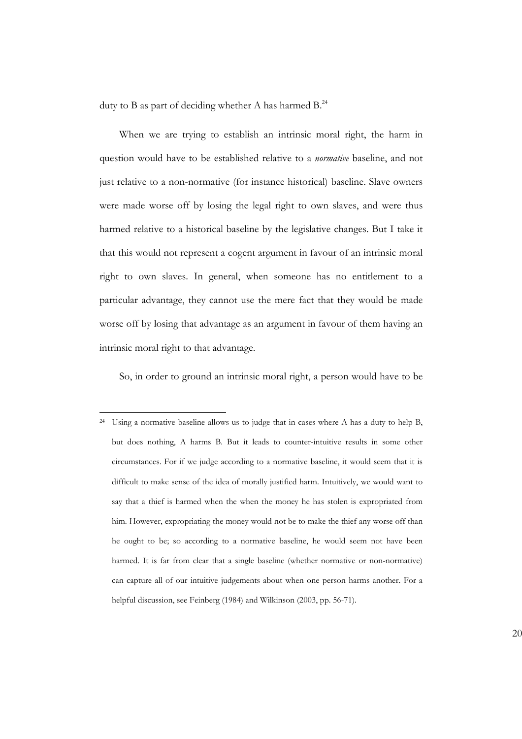duty to B as part of deciding whether A has harmed B.[24]

When we are trying to establish an intrinsic moral right, the harm in question would have to be established relative to a *normative* baseline, and not just relative to a non-normative (for instance historical) baseline. Slave owners were made worse off by losing the legal right to own slaves, and were thus harmed relative to a historical baseline by the legislative changes. But I take it that this would not represent a cogent argument in favour of an intrinsic moral right to own slaves. In general, when someone has no entitlement to a particular advantage, they cannot use the mere fact that they would be made worse off by losing that advantage as an argument in favour of them having an intrinsic moral right to that advantage.

So, in order to ground an intrinsic moral right, a person would have to be

---

[24] Using a normative baseline allows us to judge that in cases where A has a duty to help B, but does nothing, A harms B. But it leads to counter-intuitive results in some other circumstances. For if we judge according to a normative baseline, it would seem that it is difficult to make sense of the idea of morally justified harm. Intuitively, we would want to say that a thief is harmed when the when the money he has stolen is expropriated from him. However, expropriating the money would not be to make the thief any worse off than he ought to be; so according to a normative baseline, he would seem not have been harmed. It is far from clear that a single baseline (whether normative or non-normative) can capture all of our intuitive judgements about when one person harms another. For a helpful discussion, see Feinberg (1984) and Wilkinson (2003, pp. 56-71).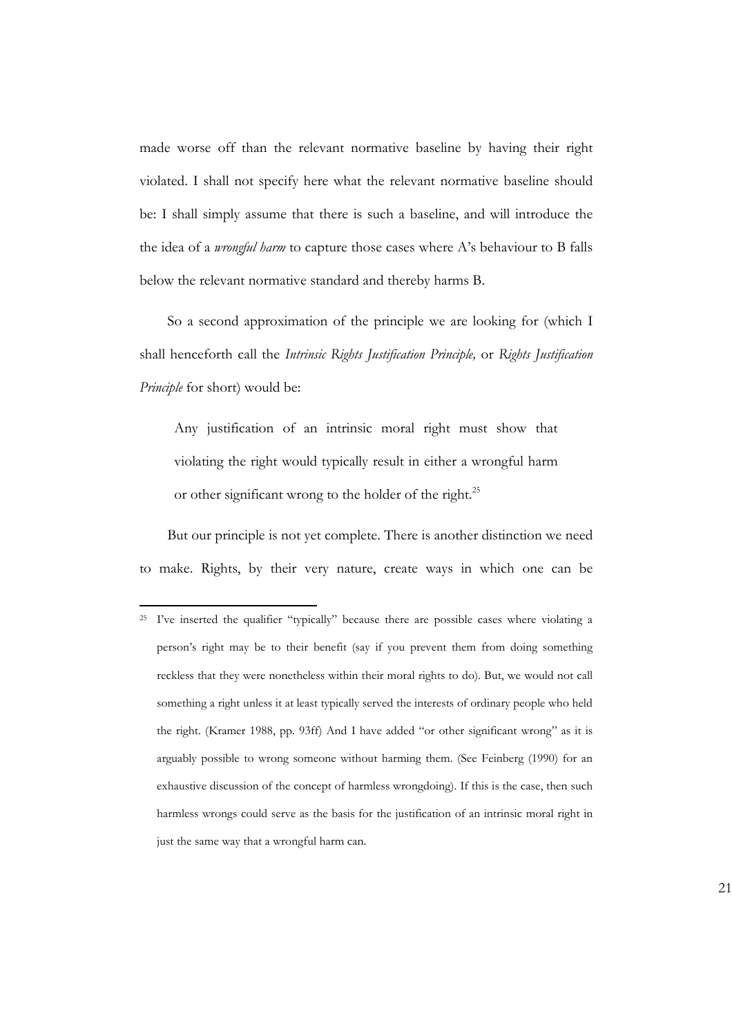made worse off than the relevant normative baseline by having their right violated. I shall not specify here what the relevant normative baseline should be: I shall simply assume that there is such a baseline, and will introduce the the idea of a *wrongful harm* to capture those cases where A's behaviour to B falls below the relevant normative standard and thereby harms B.

So a second approximation of the principle we are looking for (which I shall henceforth call the *Intrinsic Rights Justification Principle,* or *Rights Justification Principle* for short) would be:

> Any justification of an intrinsic moral right must show that violating the right would typically result in either a wrongful harm or other significant wrong to the holder of the right.[25]

But our principle is not yet complete. There is another distinction we need to make. Rights, by their very nature, create ways in which one can be

---

[25] I've inserted the qualifier "typically" because there are possible cases where violating a person's right may be to their benefit (say if you prevent them from doing something reckless that they were nonetheless within their moral rights to do). But, we would not call something a right unless it at least typically served the interests of ordinary people who held the right. (Kramer 1988, pp. 93ff) And I have added "or other significant wrong" as it is arguably possible to wrong someone without harming them. (See Feinberg (1990) for an exhaustive discussion of the concept of harmless wrongdoing). If this is the case, then such harmless wrongs could serve as the basis for the justification of an intrinsic moral right in just the same way that a wrongful harm can.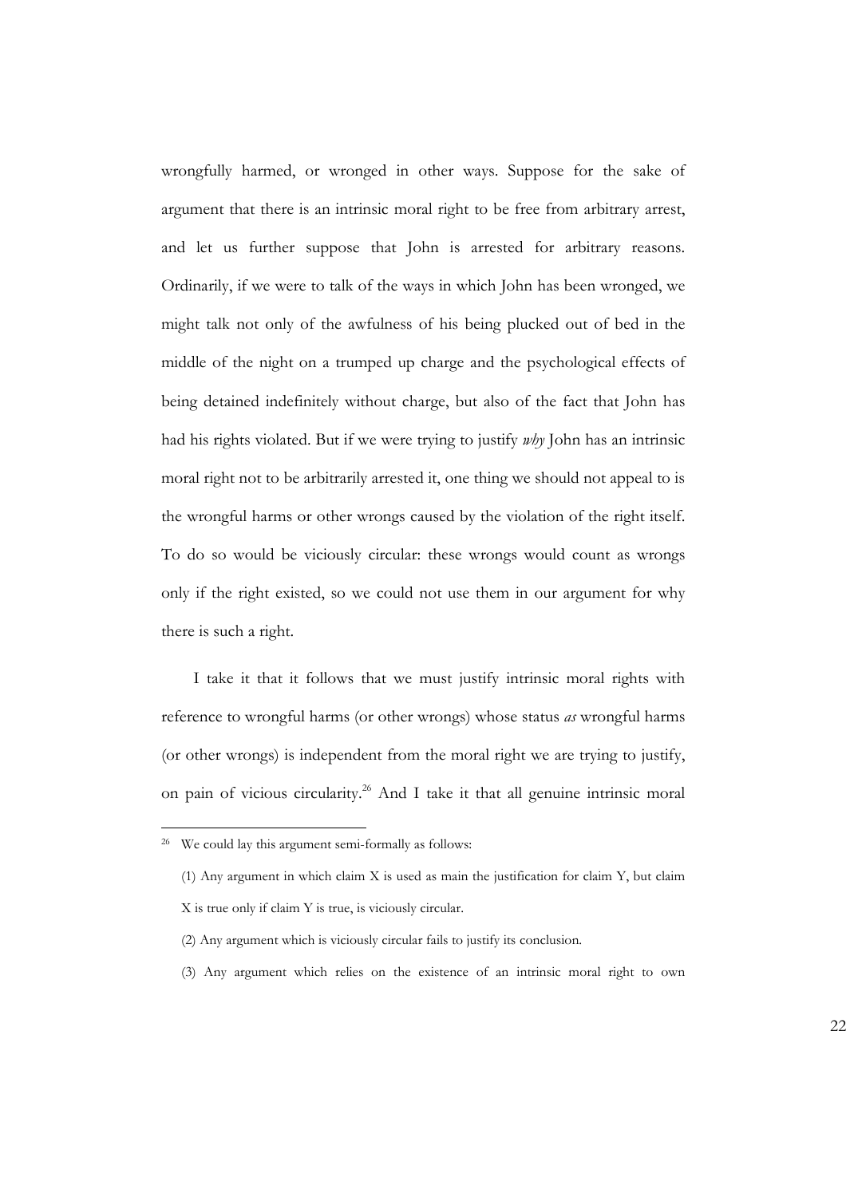wrongfully harmed, or wronged in other ways. Suppose for the sake of argument that there is an intrinsic moral right to be free from arbitrary arrest, and let us further suppose that John is arrested for arbitrary reasons. Ordinarily, if we were to talk of the ways in which John has been wronged, we might talk not only of the awfulness of his being plucked out of bed in the middle of the night on a trumped up charge and the psychological effects of being detained indefinitely without charge, but also of the fact that John has had his rights violated. But if we were trying to justify *why* John has an intrinsic moral right not to be arbitrarily arrested it, one thing we should not appeal to is the wrongful harms or other wrongs caused by the violation of the right itself. To do so would be viciously circular: these wrongs would count as wrongs only if the right existed, so we could not use them in our argument for why there is such a right.

I take it that it follows that we must justify intrinsic moral rights with reference to wrongful harms (or other wrongs) whose status *as* wrongful harms (or other wrongs) is independent from the moral right we are trying to justify, on pain of vicious circularity.[26] And I take it that all genuine intrinsic moral

---

[26] We could lay this argument semi-formally as follows:

(1) Any argument in which claim X is used as main the justification for claim Y, but claim X is true only if claim Y is true, is viciously circular.

(2) Any argument which is viciously circular fails to justify its conclusion.

(3) Any argument which relies on the existence of an intrinsic moral right to own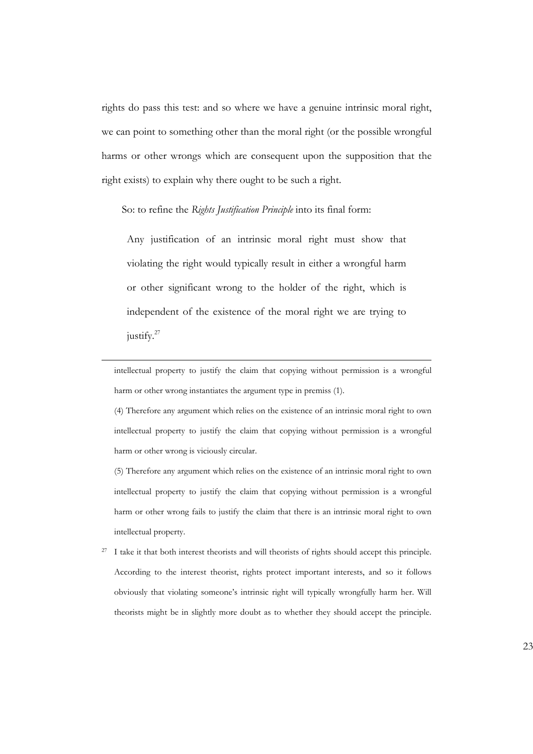rights do pass this test: and so where we have a genuine intrinsic moral right, we can point to something other than the moral right (or the possible wrongful harms or other wrongs which are consequent upon the supposition that the right exists) to explain why there ought to be such a right.

So: to refine the *Rights Justification Principle* into its final form:

> Any justification of an intrinsic moral right must show that violating the right would typically result in either a wrongful harm or other significant wrong to the holder of the right, which is independent of the existence of the moral right we are trying to justify.[27]

---

intellectual property to justify the claim that copying without permission is a wrongful harm or other wrong instantiates the argument type in premiss (1).

(4) Therefore any argument which relies on the existence of an intrinsic moral right to own intellectual property to justify the claim that copying without permission is a wrongful harm or other wrong is viciously circular.

(5) Therefore any argument which relies on the existence of an intrinsic moral right to own intellectual property to justify the claim that copying without permission is a wrongful harm or other wrong fails to justify the claim that there is an intrinsic moral right to own intellectual property.

[27] I take it that both interest theorists and will theorists of rights should accept this principle. According to the interest theorist, rights protect important interests, and so it follows obviously that violating someone's intrinsic right will typically wrongfully harm her. Will theorists might be in slightly more doubt as to whether they should accept the principle.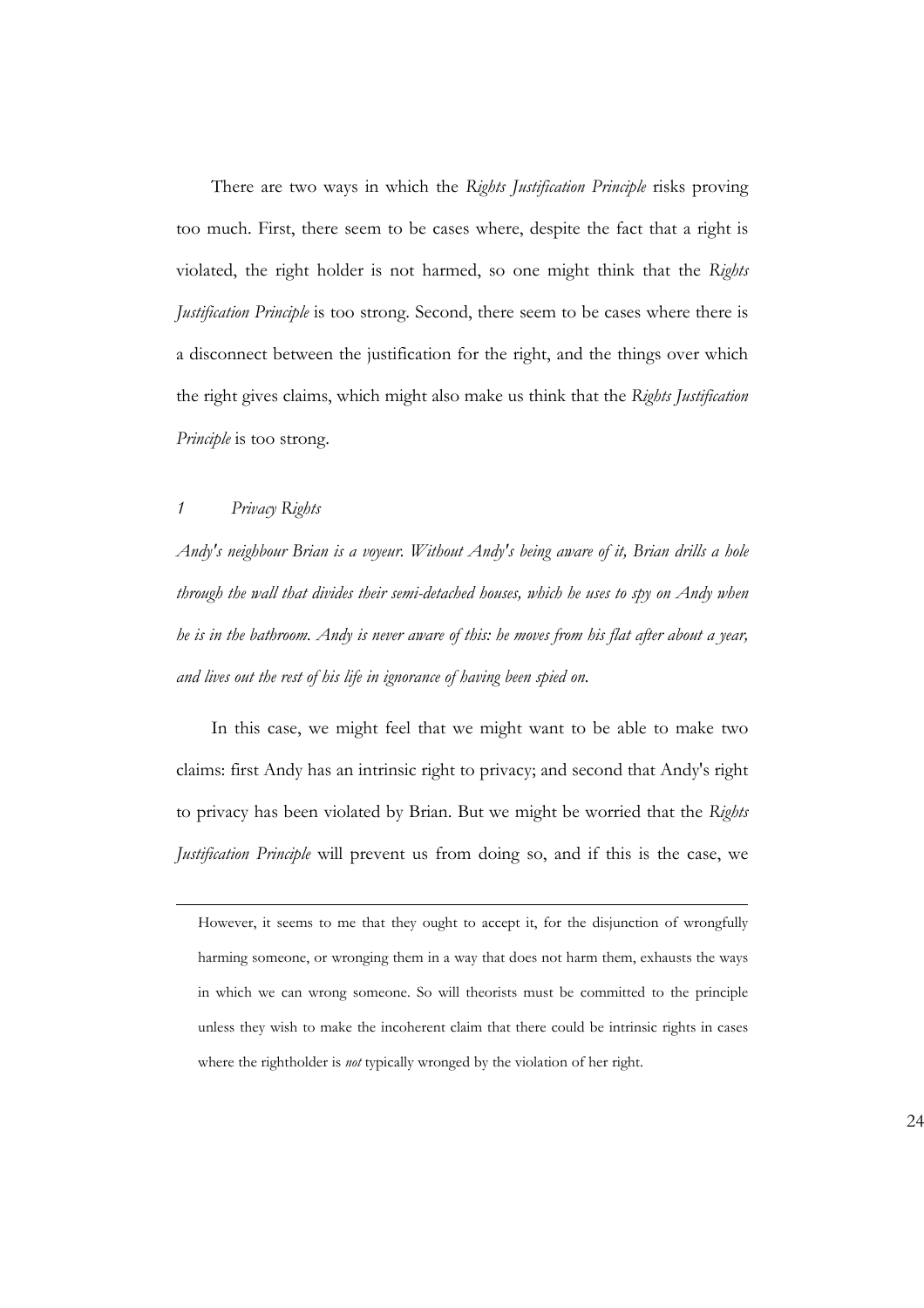There are two ways in which the *Rights Justification Principle* risks proving too much. First, there seem to be cases where, despite the fact that a right is violated, the right holder is not harmed, so one might think that the *Rights Justification Principle* is too strong. Second, there seem to be cases where there is a disconnect between the justification for the right, and the things over which the right gives claims, which might also make us think that the *Rights Justification Principle* is too strong.

### *1 Privacy Rights*

*Andy's neighbour Brian is a voyeur. Without Andy's being aware of it, Brian drills a hole through the wall that divides their semi-detached houses, which he uses to spy on Andy when he is in the bathroom. Andy is never aware of this: he moves from his flat after about a year, and lives out the rest of his life in ignorance of having been spied on.*

In this case, we might feel that we might want to be able to make two claims: first Andy has an intrinsic right to privacy; and second that Andy's right to privacy has been violated by Brian. But we might be worried that the *Rights Justification Principle* will prevent us from doing so, and if this is the case, we

---

However, it seems to me that they ought to accept it, for the disjunction of wrongfully harming someone, or wronging them in a way that does not harm them, exhausts the ways in which we can wrong someone. So will theorists must be committed to the principle unless they wish to make the incoherent claim that there could be intrinsic rights in cases where the rightholder is *not* typically wronged by the violation of her right.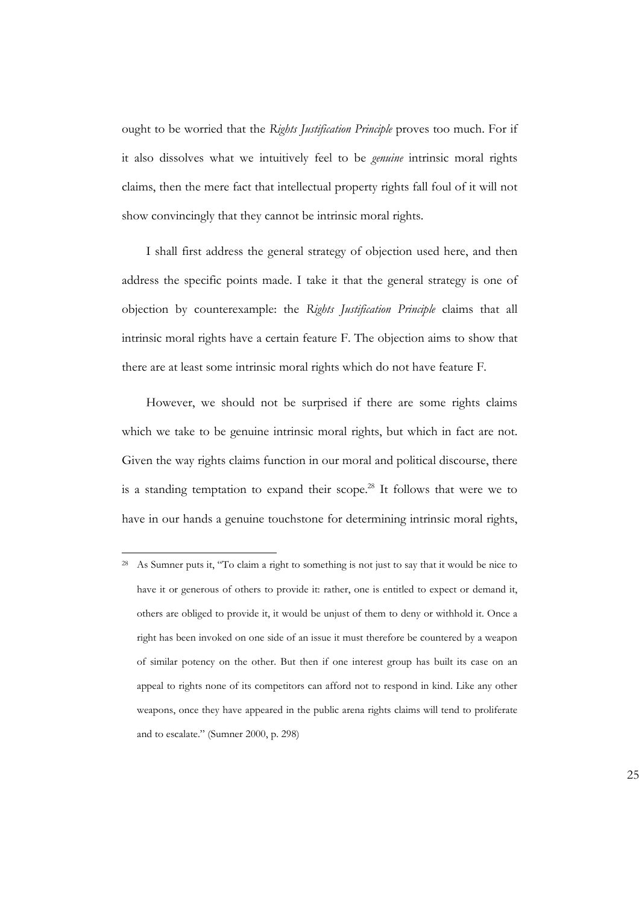ought to be worried that the *Rights Justification Principle* proves too much. For if it also dissolves what we intuitively feel to be *genuine* intrinsic moral rights claims, then the mere fact that intellectual property rights fall foul of it will not show convincingly that they cannot be intrinsic moral rights.

I shall first address the general strategy of objection used here, and then address the specific points made. I take it that the general strategy is one of objection by counterexample: the *Rights Justification Principle* claims that all intrinsic moral rights have a certain feature F. The objection aims to show that there are at least some intrinsic moral rights which do not have feature F.

However, we should not be surprised if there are some rights claims which we take to be genuine intrinsic moral rights, but which in fact are not. Given the way rights claims function in our moral and political discourse, there is a standing temptation to expand their scope.[28] It follows that were we to have in our hands a genuine touchstone for determining intrinsic moral rights,

---

[28] As Sumner puts it, "To claim a right to something is not just to say that it would be nice to have it or generous of others to provide it: rather, one is entitled to expect or demand it, others are obliged to provide it, it would be unjust of them to deny or withhold it. Once a right has been invoked on one side of an issue it must therefore be countered by a weapon of similar potency on the other. But then if one interest group has built its case on an appeal to rights none of its competitors can afford not to respond in kind. Like any other weapons, once they have appeared in the public arena rights claims will tend to proliferate and to escalate." (Sumner 2000, p. 298)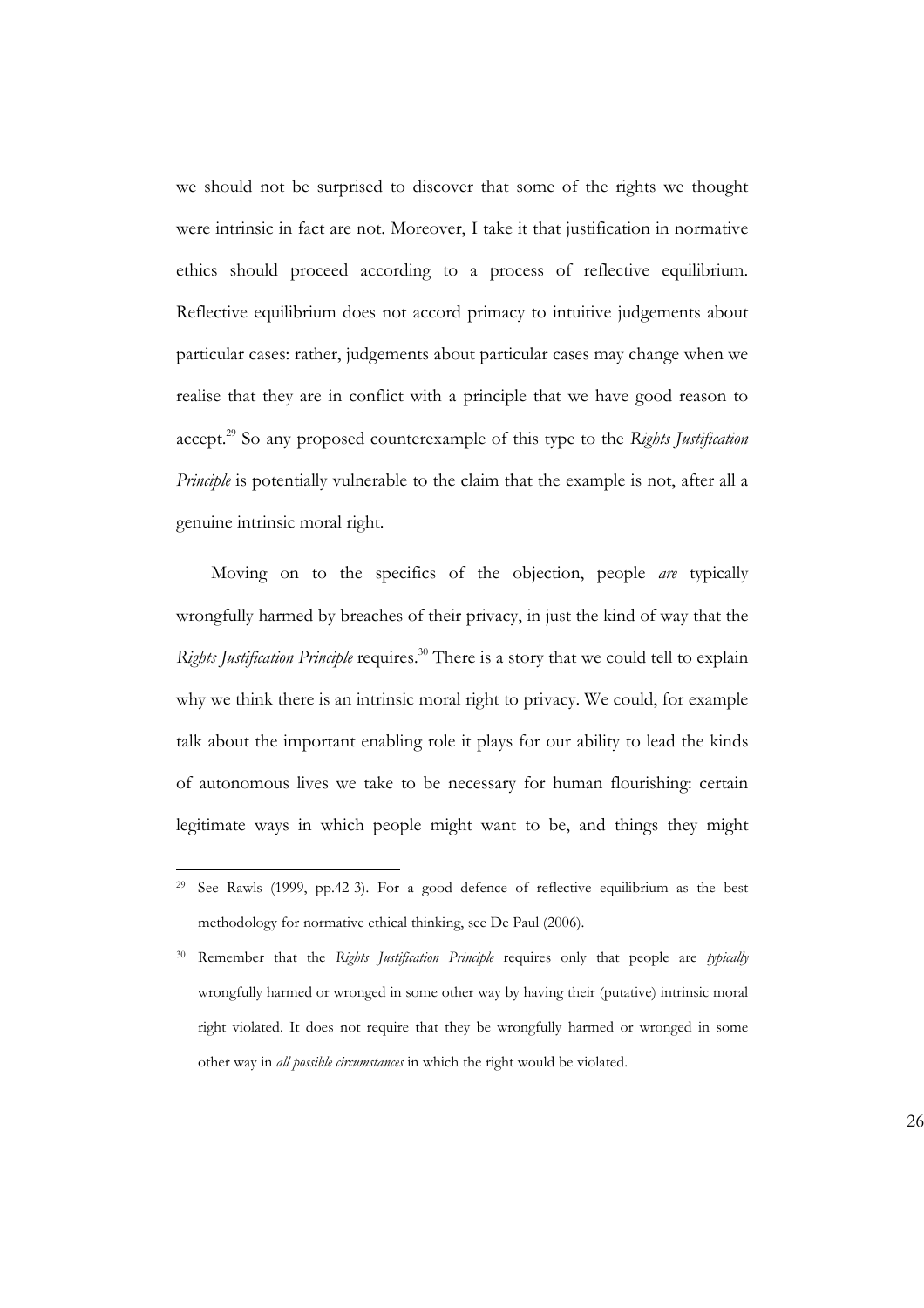we should not be surprised to discover that some of the rights we thought were intrinsic in fact are not. Moreover, I take it that justification in normative ethics should proceed according to a process of reflective equilibrium. Reflective equilibrium does not accord primacy to intuitive judgements about particular cases: rather, judgements about particular cases may change when we realise that they are in conflict with a principle that we have good reason to accept.[29] So any proposed counterexample of this type to the *Rights Justification Principle* is potentially vulnerable to the claim that the example is not, after all a genuine intrinsic moral right.

Moving on to the specifics of the objection, people *are* typically wrongfully harmed by breaches of their privacy, in just the kind of way that the *Rights Justification Principle* requires.[30] There is a story that we could tell to explain why we think there is an intrinsic moral right to privacy. We could, for example talk about the important enabling role it plays for our ability to lead the kinds of autonomous lives we take to be necessary for human flourishing: certain legitimate ways in which people might want to be, and things they might

---

[29] See Rawls (1999, pp.42-3). For a good defence of reflective equilibrium as the best methodology for normative ethical thinking, see De Paul (2006).

[30] Remember that the *Rights Justification Principle* requires only that people are *typically* wrongfully harmed or wronged in some other way by having their (putative) intrinsic moral right violated. It does not require that they be wrongfully harmed or wronged in some other way in *all possible circumstances* in which the right would be violated.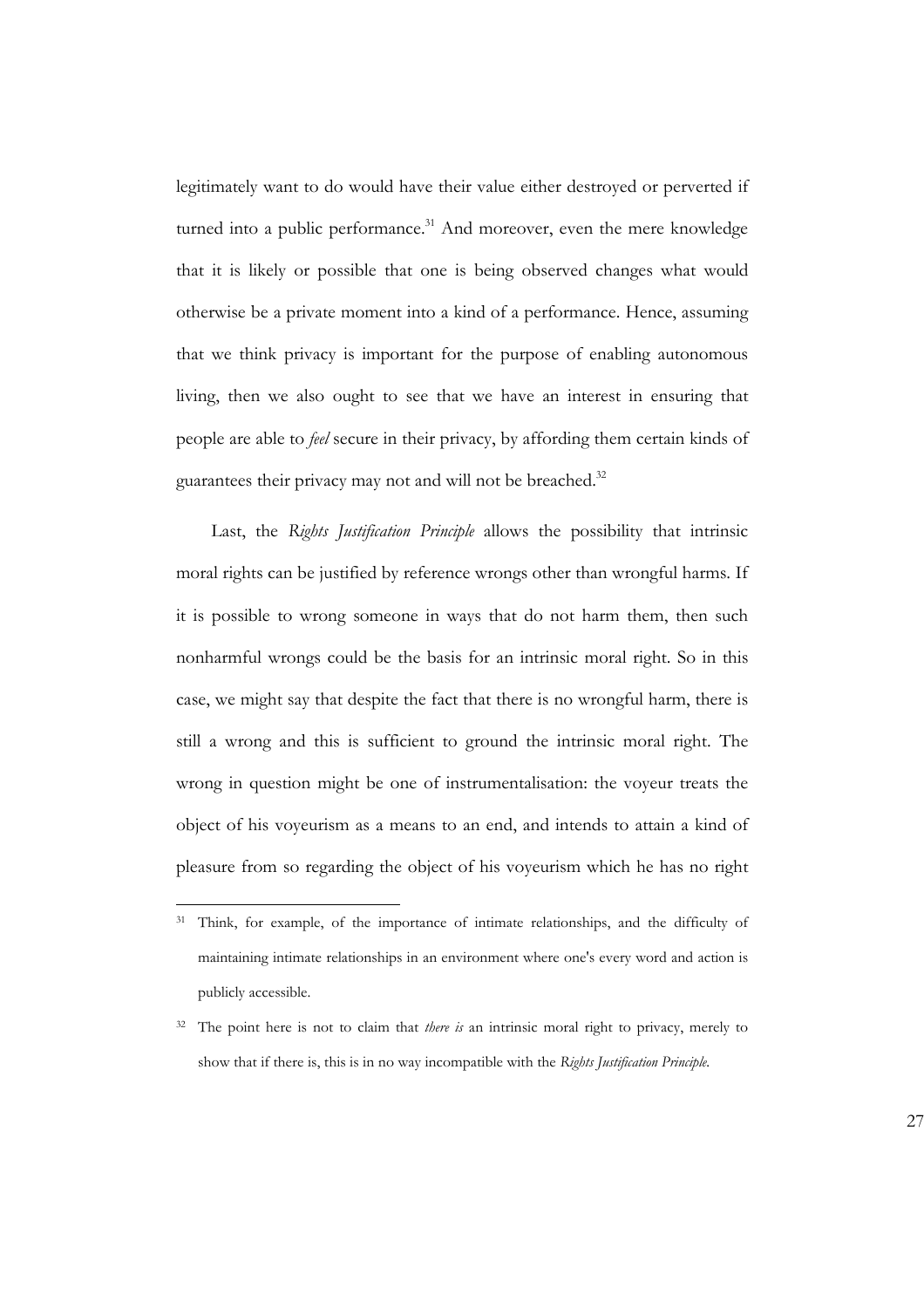legitimately want to do would have their value either destroyed or perverted if turned into a public performance.[31] And moreover, even the mere knowledge that it is likely or possible that one is being observed changes what would otherwise be a private moment into a kind of a performance. Hence, assuming that we think privacy is important for the purpose of enabling autonomous living, then we also ought to see that we have an interest in ensuring that people are able to *feel* secure in their privacy, by affording them certain kinds of guarantees their privacy may not and will not be breached.[32]

Last, the *Rights Justification Principle* allows the possibility that intrinsic moral rights can be justified by reference wrongs other than wrongful harms. If it is possible to wrong someone in ways that do not harm them, then such nonharmful wrongs could be the basis for an intrinsic moral right. So in this case, we might say that despite the fact that there is no wrongful harm, there is still a wrong and this is sufficient to ground the intrinsic moral right. The wrong in question might be one of instrumentalisation: the voyeur treats the object of his voyeurism as a means to an end, and intends to attain a kind of pleasure from so regarding the object of his voyeurism which he has no right

[31] Think, for example, of the importance of intimate relationships, and the difficulty of maintaining intimate relationships in an environment where one's every word and action is publicly accessible.

[32] The point here is not to claim that *there is* an intrinsic moral right to privacy, merely to show that if there is, this is in no way incompatible with the *Rights Justification Principle*.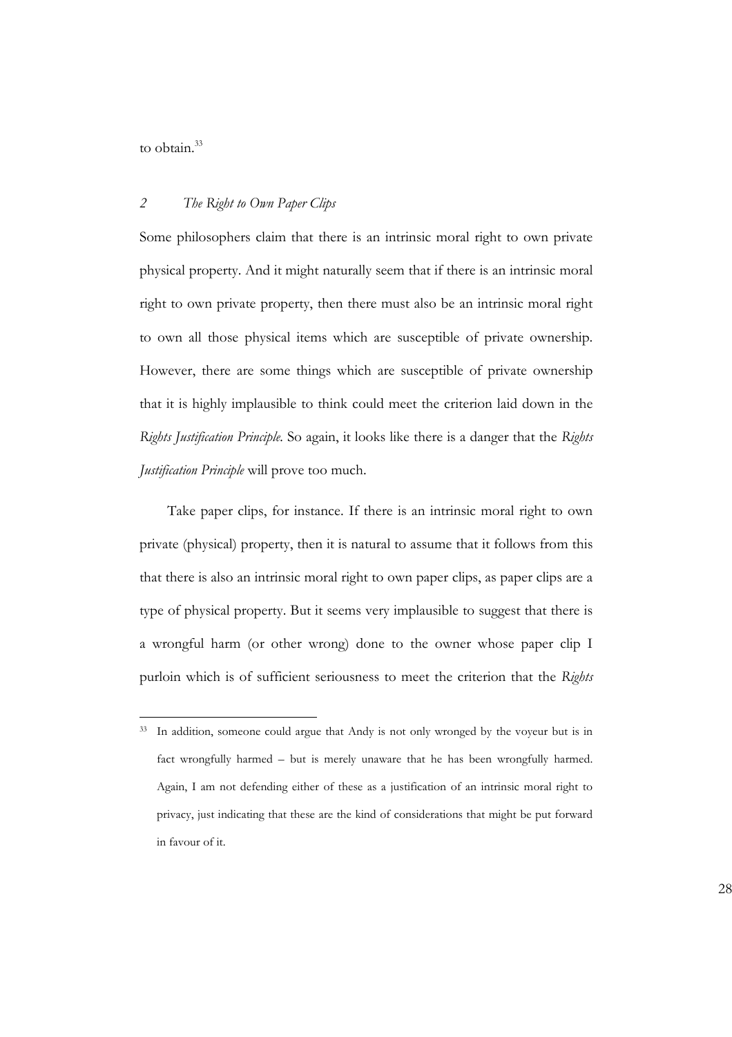to obtain.[33]

## *2 The Right to Own Paper Clips*

Some philosophers claim that there is an intrinsic moral right to own private physical property. And it might naturally seem that if there is an intrinsic moral right to own private property, then there must also be an intrinsic moral right to own all those physical items which are susceptible of private ownership. However, there are some things which are susceptible of private ownership that it is highly implausible to think could meet the criterion laid down in the *Rights Justification Principle*. So again, it looks like there is a danger that the *Rights Justification Principle* will prove too much.

Take paper clips, for instance. If there is an intrinsic moral right to own private (physical) property, then it is natural to assume that it follows from this that there is also an intrinsic moral right to own paper clips, as paper clips are a type of physical property. But it seems very implausible to suggest that there is a wrongful harm (or other wrong) done to the owner whose paper clip I purloin which is of sufficient seriousness to meet the criterion that the *Rights*

---

[33] In addition, someone could argue that Andy is not only wronged by the voyeur but is in fact wrongfully harmed – but is merely unaware that he has been wrongfully harmed. Again, I am not defending either of these as a justification of an intrinsic moral right to privacy, just indicating that these are the kind of considerations that might be put forward in favour of it.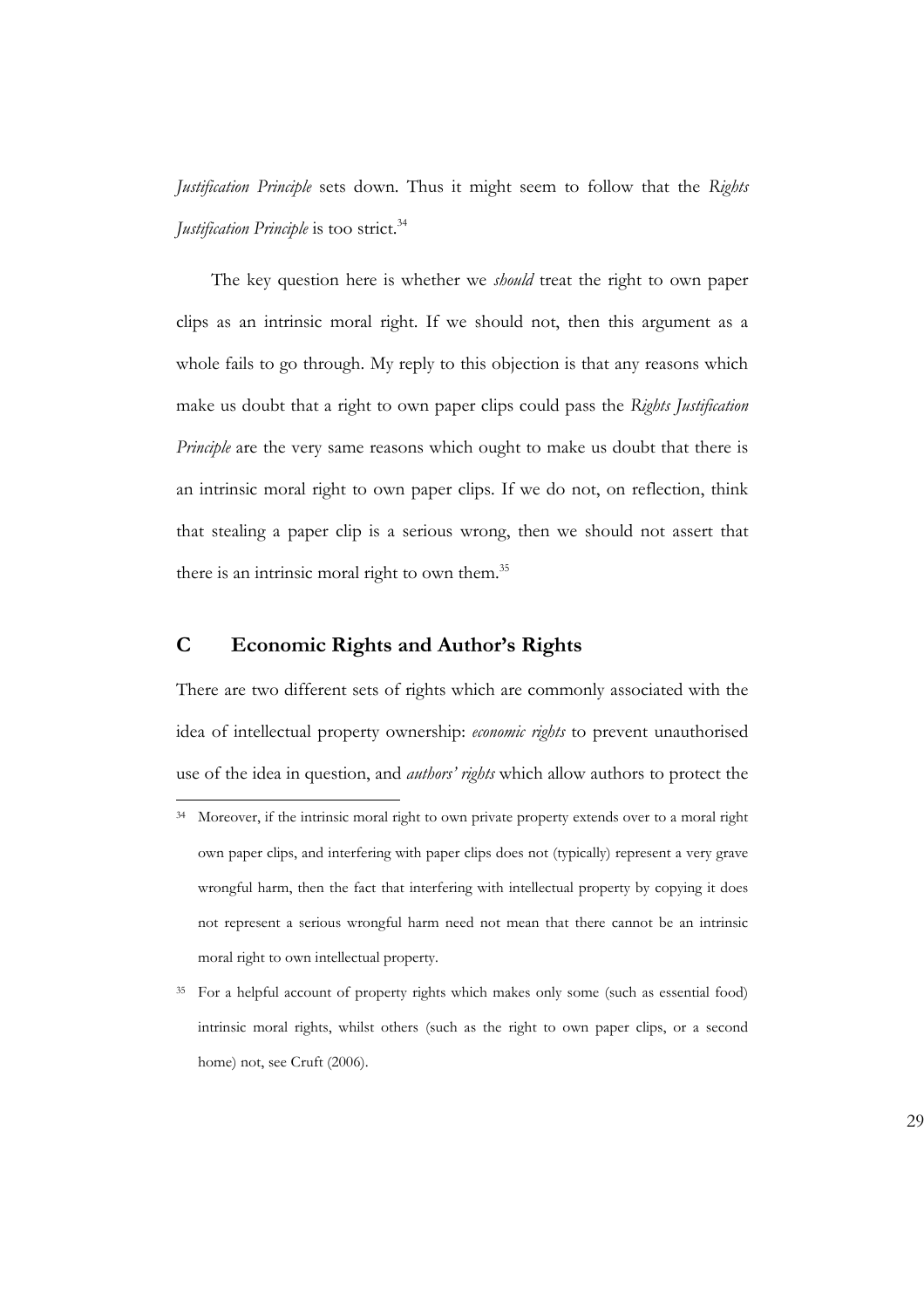*Justification Principle* sets down. Thus it might seem to follow that the *Rights Justification Principle* is too strict.[34]

The key question here is whether we *should* treat the right to own paper clips as an intrinsic moral right. If we should not, then this argument as a whole fails to go through. My reply to this objection is that any reasons which make us doubt that a right to own paper clips could pass the *Rights Justification Principle* are the very same reasons which ought to make us doubt that there is an intrinsic moral right to own paper clips. If we do not, on reflection, think that stealing a paper clip is a serious wrong, then we should not assert that there is an intrinsic moral right to own them.[35]

## C Economic Rights and Author's Rights

There are two different sets of rights which are commonly associated with the idea of intellectual property ownership: *economic rights* to prevent unauthorised use of the idea in question, and *authors' rights* which allow authors to protect the

---

[34] Moreover, if the intrinsic moral right to own private property extends over to a moral right own paper clips, and interfering with paper clips does not (typically) represent a very grave wrongful harm, then the fact that interfering with intellectual property by copying it does not represent a serious wrongful harm need not mean that there cannot be an intrinsic moral right to own intellectual property.

[35] For a helpful account of property rights which makes only some (such as essential food) intrinsic moral rights, whilst others (such as the right to own paper clips, or a second home) not, see Cruft (2006).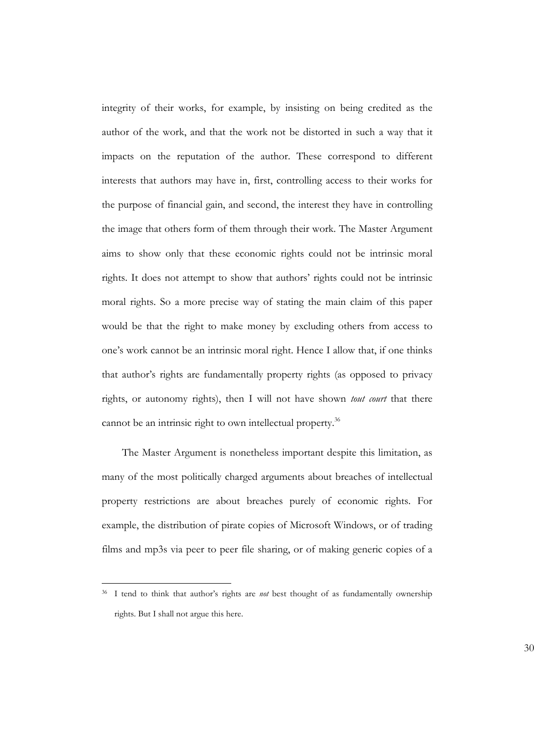integrity of their works, for example, by insisting on being credited as the author of the work, and that the work not be distorted in such a way that it impacts on the reputation of the author. These correspond to different interests that authors may have in, first, controlling access to their works for the purpose of financial gain, and second, the interest they have in controlling the image that others form of them through their work. The Master Argument aims to show only that these economic rights could not be intrinsic moral rights. It does not attempt to show that authors' rights could not be intrinsic moral rights. So a more precise way of stating the main claim of this paper would be that the right to make money by excluding others from access to one's work cannot be an intrinsic moral right. Hence I allow that, if one thinks that author's rights are fundamentally property rights (as opposed to privacy rights, or autonomy rights), then I will not have shown *tout court* that there cannot be an intrinsic right to own intellectual property.[36]

The Master Argument is nonetheless important despite this limitation, as many of the most politically charged arguments about breaches of intellectual property restrictions are about breaches purely of economic rights. For example, the distribution of pirate copies of Microsoft Windows, or of trading films and mp3s via peer to peer file sharing, or of making generic copies of a

---

[36] I tend to think that author's rights are *not* best thought of as fundamentally ownership rights. But I shall not argue this here.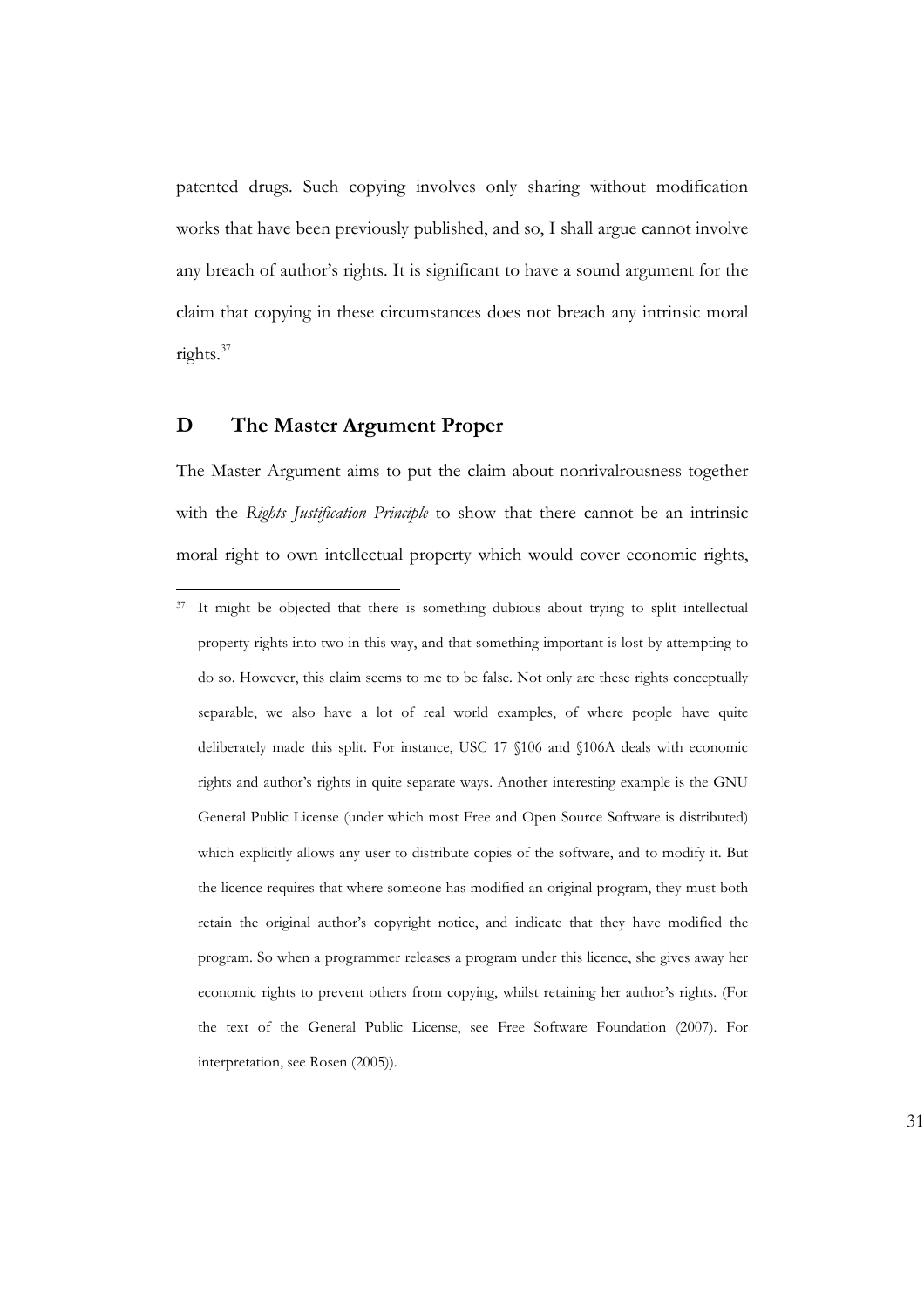patented drugs. Such copying involves only sharing without modification works that have been previously published, and so, I shall argue cannot involve any breach of author's rights. It is significant to have a sound argument for the claim that copying in these circumstances does not breach any intrinsic moral rights.[37]

## D The Master Argument Proper

The Master Argument aims to put the claim about nonrivalrousness together with the *Rights Justification Principle* to show that there cannot be an intrinsic moral right to own intellectual property which would cover economic rights,

---

[37] It might be objected that there is something dubious about trying to split intellectual property rights into two in this way, and that something important is lost by attempting to do so. However, this claim seems to me to be false. Not only are these rights conceptually separable, we also have a lot of real world examples, of where people have quite deliberately made this split. For instance, USC 17 §106 and §106A deals with economic rights and author's rights in quite separate ways. Another interesting example is the GNU General Public License (under which most Free and Open Source Software is distributed) which explicitly allows any user to distribute copies of the software, and to modify it. But the licence requires that where someone has modified an original program, they must both retain the original author's copyright notice, and indicate that they have modified the program. So when a programmer releases a program under this licence, she gives away her economic rights to prevent others from copying, whilst retaining her author's rights. (For the text of the General Public License, see Free Software Foundation (2007). For interpretation, see Rosen (2005)).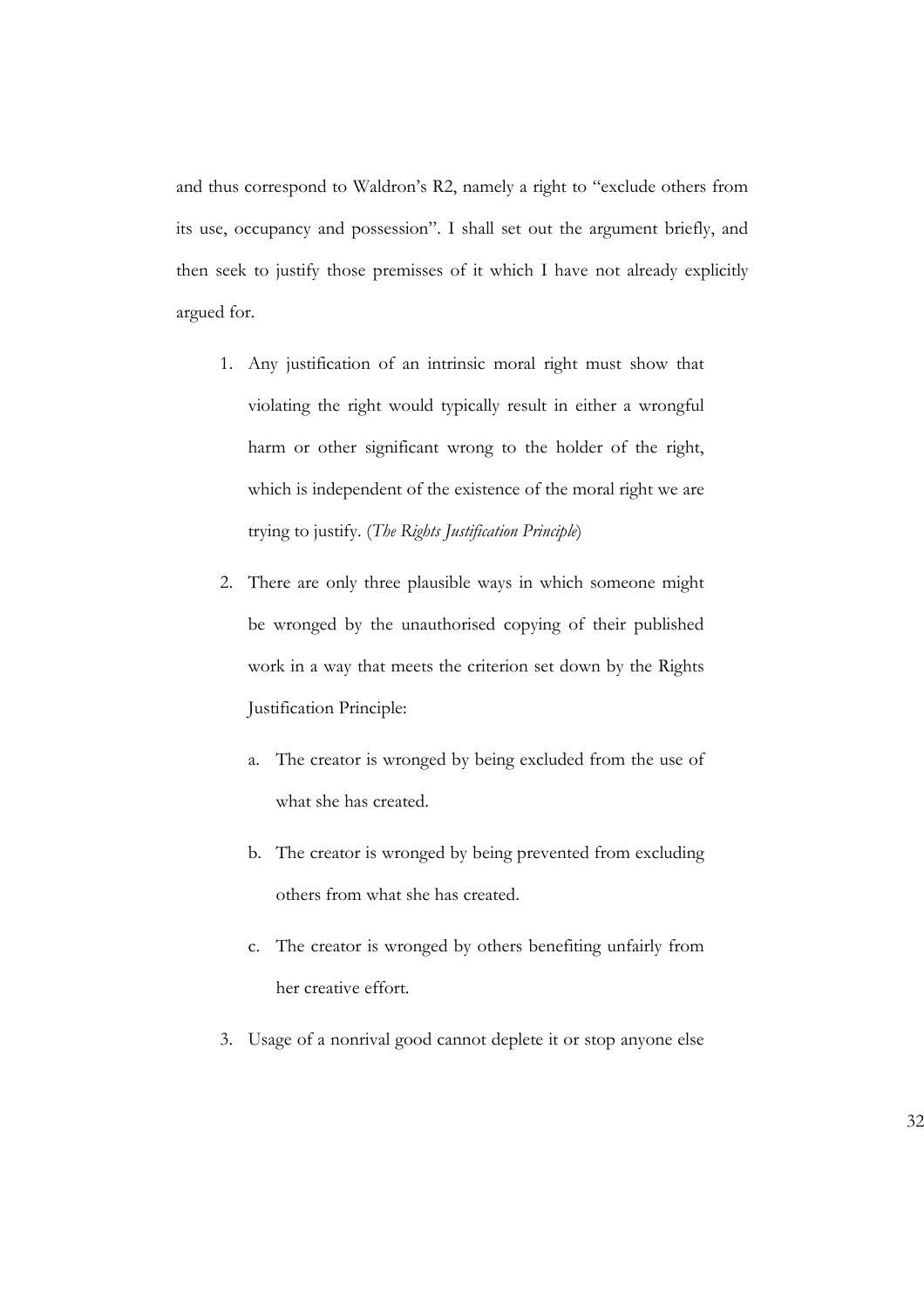and thus correspond to Waldron's R2, namely a right to "exclude others from its use, occupancy and possession". I shall set out the argument briefly, and then seek to justify those premisses of it which I have not already explicitly argued for.

1. Any justification of an intrinsic moral right must show that violating the right would typically result in either a wrongful harm or other significant wrong to the holder of the right, which is independent of the existence of the moral right we are trying to justify. (*The Rights Justification Principle*)

2. There are only three plausible ways in which someone might be wronged by the unauthorised copying of their published work in a way that meets the criterion set down by the Rights Justification Principle:

   a. The creator is wronged by being excluded from the use of what she has created.

   b. The creator is wronged by being prevented from excluding others from what she has created.

   c. The creator is wronged by others benefiting unfairly from her creative effort.

3. Usage of a nonrival good cannot deplete it or stop anyone else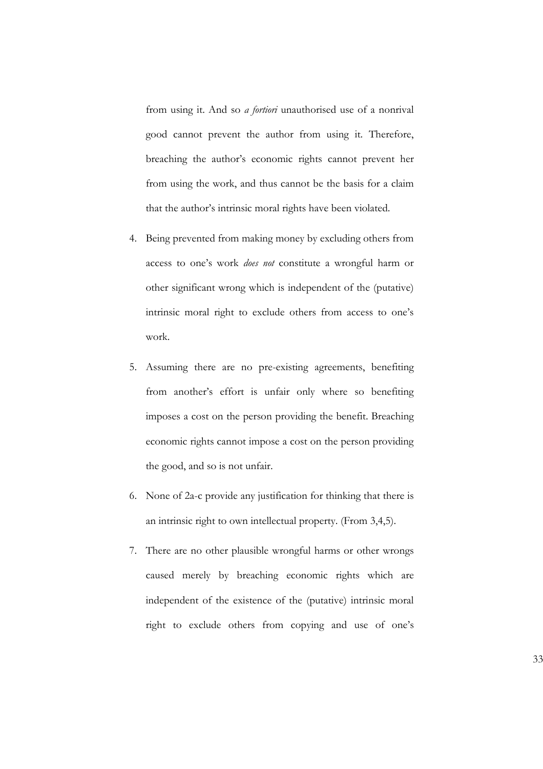from using it. And so *a fortiori* unauthorised use of a nonrival good cannot prevent the author from using it. Therefore, breaching the author's economic rights cannot prevent her from using the work, and thus cannot be the basis for a claim that the author's intrinsic moral rights have been violated.

4. Being prevented from making money by excluding others from access to one's work *does not* constitute a wrongful harm or other significant wrong which is independent of the (putative) intrinsic moral right to exclude others from access to one's work.

5. Assuming there are no pre-existing agreements, benefiting from another's effort is unfair only where so benefiting imposes a cost on the person providing the benefit. Breaching economic rights cannot impose a cost on the person providing the good, and so is not unfair.

6. None of 2a-c provide any justification for thinking that there is an intrinsic right to own intellectual property. (From 3,4,5).

7. There are no other plausible wrongful harms or other wrongs caused merely by breaching economic rights which are independent of the existence of the (putative) intrinsic moral right to exclude others from copying and use of one's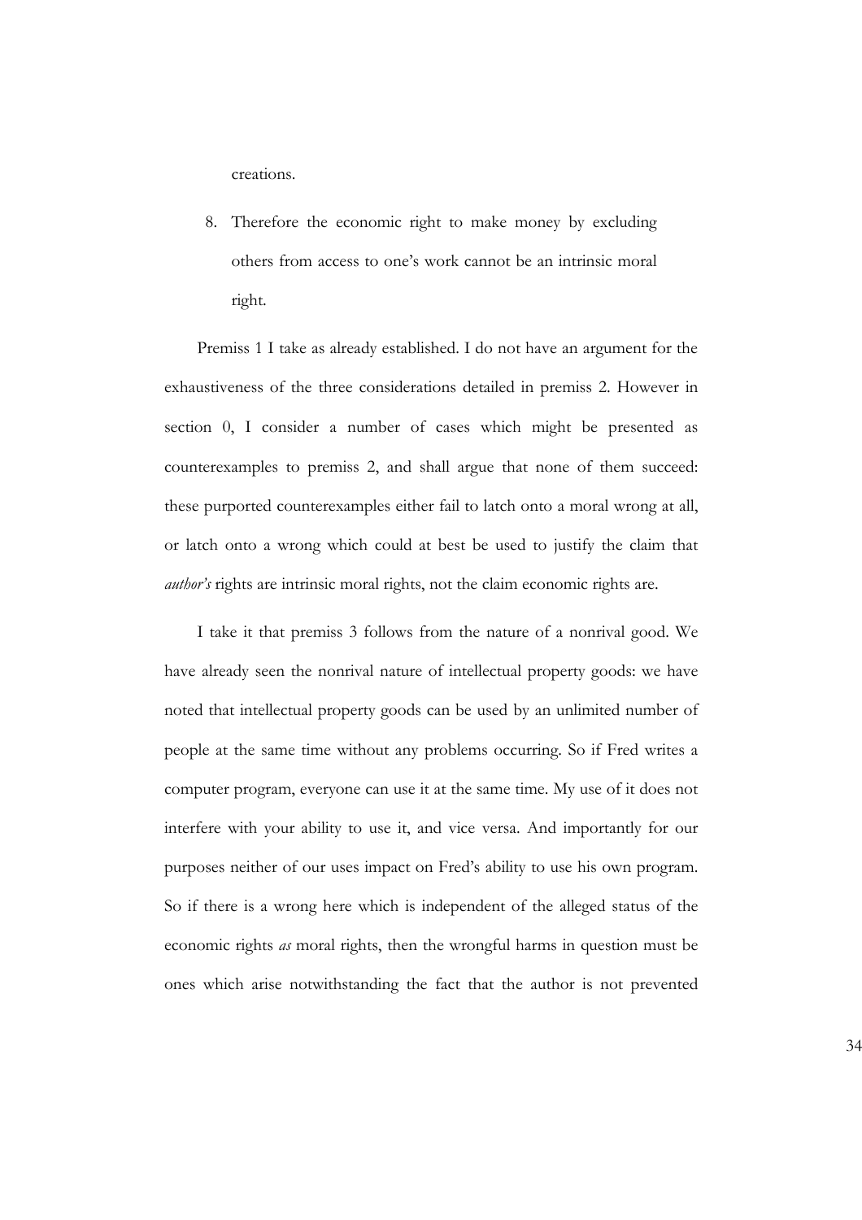creations.

8. Therefore the economic right to make money by excluding others from access to one's work cannot be an intrinsic moral right.

Premiss 1 I take as already established. I do not have an argument for the exhaustiveness of the three considerations detailed in premiss 2. However in section 0, I consider a number of cases which might be presented as counterexamples to premiss 2, and shall argue that none of them succeed: these purported counterexamples either fail to latch onto a moral wrong at all, or latch onto a wrong which could at best be used to justify the claim that *author's* rights are intrinsic moral rights, not the claim economic rights are.

I take it that premiss 3 follows from the nature of a nonrival good. We have already seen the nonrival nature of intellectual property goods: we have noted that intellectual property goods can be used by an unlimited number of people at the same time without any problems occurring. So if Fred writes a computer program, everyone can use it at the same time. My use of it does not interfere with your ability to use it, and vice versa. And importantly for our purposes neither of our uses impact on Fred's ability to use his own program. So if there is a wrong here which is independent of the alleged status of the economic rights *as* moral rights, then the wrongful harms in question must be ones which arise notwithstanding the fact that the author is not prevented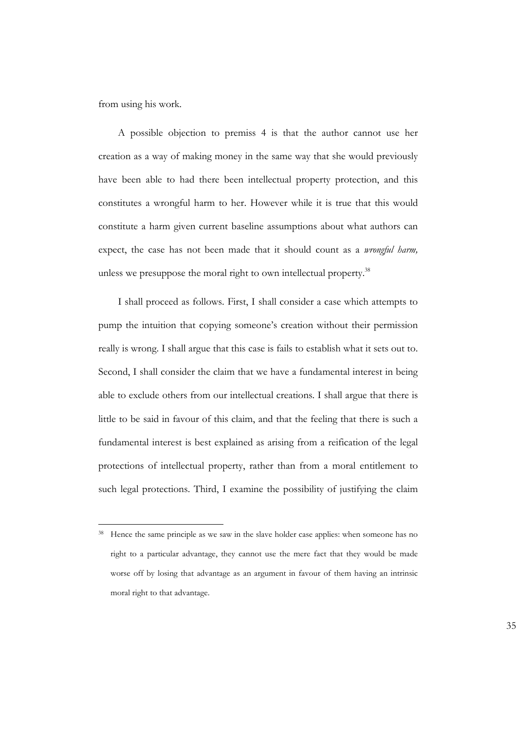from using his work.

A possible objection to premiss 4 is that the author cannot use her creation as a way of making money in the same way that she would previously have been able to had there been intellectual property protection, and this constitutes a wrongful harm to her. However while it is true that this would constitute a harm given current baseline assumptions about what authors can expect, the case has not been made that it should count as a *wrongful harm,* unless we presuppose the moral right to own intellectual property.[38]

I shall proceed as follows. First, I shall consider a case which attempts to pump the intuition that copying someone's creation without their permission really is wrong. I shall argue that this case is fails to establish what it sets out to. Second, I shall consider the claim that we have a fundamental interest in being able to exclude others from our intellectual creations. I shall argue that there is little to be said in favour of this claim, and that the feeling that there is such a fundamental interest is best explained as arising from a reification of the legal protections of intellectual property, rather than from a moral entitlement to such legal protections. Third, I examine the possibility of justifying the claim

---

[38] Hence the same principle as we saw in the slave holder case applies: when someone has no right to a particular advantage, they cannot use the mere fact that they would be made worse off by losing that advantage as an argument in favour of them having an intrinsic moral right to that advantage.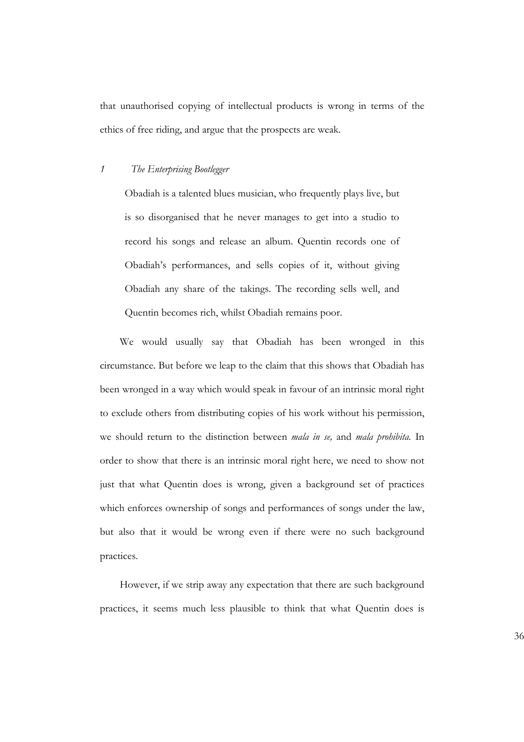that unauthorised copying of intellectual products is wrong in terms of the ethics of free riding, and argue that the prospects are weak.

### 1 *The Enterprising Bootlegger*

> Obadiah is a talented blues musician, who frequently plays live, but is so disorganised that he never manages to get into a studio to record his songs and release an album. Quentin records one of Obadiah's performances, and sells copies of it, without giving Obadiah any share of the takings. The recording sells well, and Quentin becomes rich, whilst Obadiah remains poor.

We would usually say that Obadiah has been wronged in this circumstance. But before we leap to the claim that this shows that Obadiah has been wronged in a way which would speak in favour of an intrinsic moral right to exclude others from distributing copies of his work without his permission, we should return to the distinction between *mala in se,* and *mala prohibita.* In order to show that there is an intrinsic moral right here, we need to show not just that what Quentin does is wrong, given a background set of practices which enforces ownership of songs and performances of songs under the law, but also that it would be wrong even if there were no such background practices.

However, if we strip away any expectation that there are such background practices, it seems much less plausible to think that what Quentin does is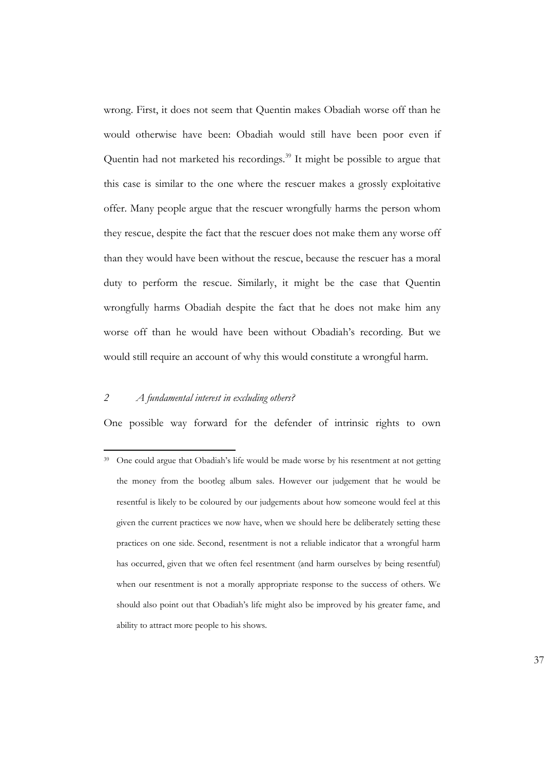wrong. First, it does not seem that Quentin makes Obadiah worse off than he would otherwise have been: Obadiah would still have been poor even if Quentin had not marketed his recordings.[39] It might be possible to argue that this case is similar to the one where the rescuer makes a grossly exploitative offer. Many people argue that the rescuer wrongfully harms the person whom they rescue, despite the fact that the rescuer does not make them any worse off than they would have been without the rescue, because the rescuer has a moral duty to perform the rescue. Similarly, it might be the case that Quentin wrongfully harms Obadiah despite the fact that he does not make him any worse off than he would have been without Obadiah's recording. But we would still require an account of why this would constitute a wrongful harm.

### *2 A fundamental interest in excluding others?*

One possible way forward for the defender of intrinsic rights to own

---

[39] One could argue that Obadiah's life would be made worse by his resentment at not getting the money from the bootleg album sales. However our judgement that he would be resentful is likely to be coloured by our judgements about how someone would feel at this given the current practices we now have, when we should here be deliberately setting these practices on one side. Second, resentment is not a reliable indicator that a wrongful harm has occurred, given that we often feel resentment (and harm ourselves by being resentful) when our resentment is not a morally appropriate response to the success of others. We should also point out that Obadiah's life might also be improved by his greater fame, and ability to attract more people to his shows.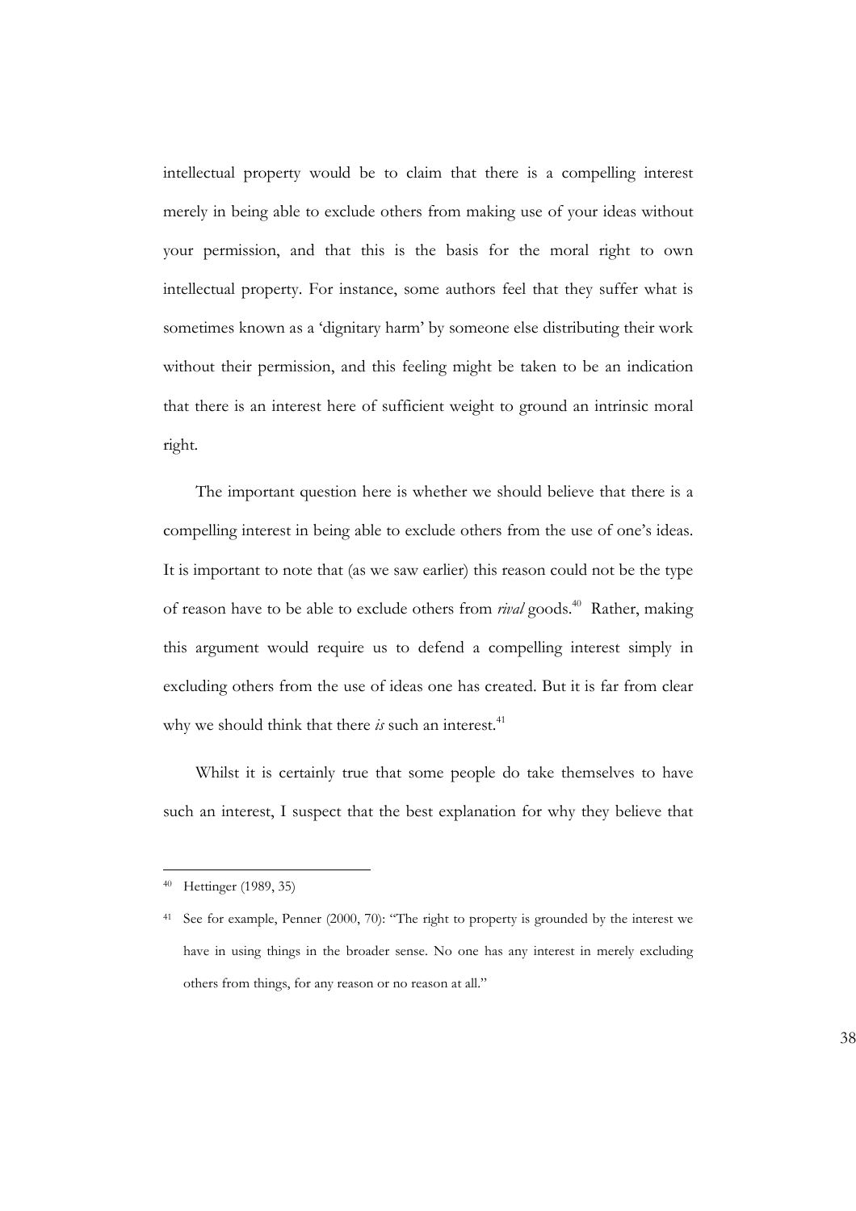intellectual property would be to claim that there is a compelling interest merely in being able to exclude others from making use of your ideas without your permission, and that this is the basis for the moral right to own intellectual property. For instance, some authors feel that they suffer what is sometimes known as a 'dignitary harm' by someone else distributing their work without their permission, and this feeling might be taken to be an indication that there is an interest here of sufficient weight to ground an intrinsic moral right.

The important question here is whether we should believe that there is a compelling interest in being able to exclude others from the use of one's ideas. It is important to note that (as we saw earlier) this reason could not be the type of reason have to be able to exclude others from *rival* goods.[40] Rather, making this argument would require us to defend a compelling interest simply in excluding others from the use of ideas one has created. But it is far from clear why we should think that there *is* such an interest.[41]

Whilst it is certainly true that some people do take themselves to have such an interest, I suspect that the best explanation for why they believe that

---

[40] Hettinger (1989, 35)

[41] See for example, Penner (2000, 70): "The right to property is grounded by the interest we have in using things in the broader sense. No one has any interest in merely excluding others from things, for any reason or no reason at all."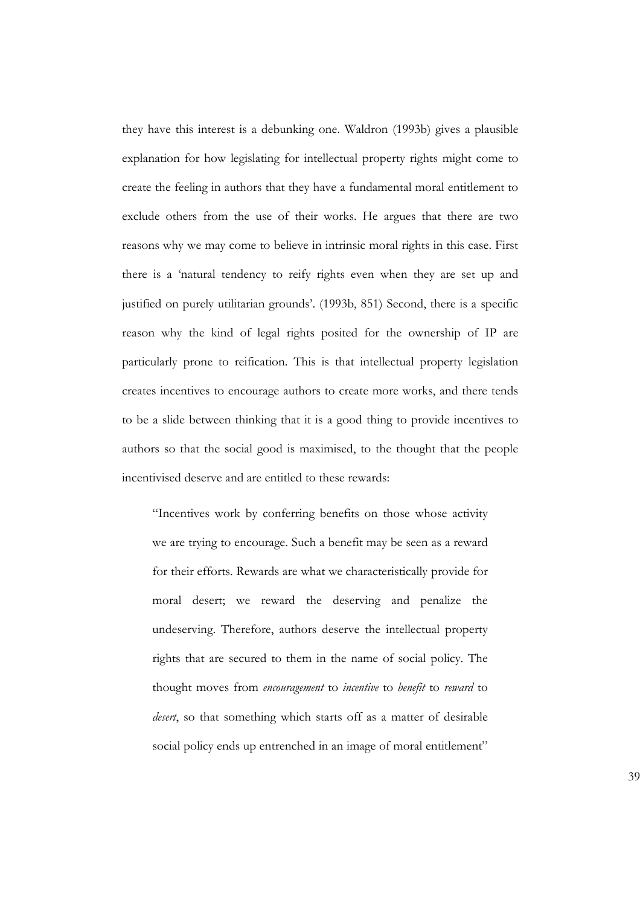they have this interest is a debunking one. Waldron (1993b) gives a plausible explanation for how legislating for intellectual property rights might come to create the feeling in authors that they have a fundamental moral entitlement to exclude others from the use of their works. He argues that there are two reasons why we may come to believe in intrinsic moral rights in this case. First there is a 'natural tendency to reify rights even when they are set up and justified on purely utilitarian grounds'. (1993b, 851) Second, there is a specific reason why the kind of legal rights posited for the ownership of IP are particularly prone to reification. This is that intellectual property legislation creates incentives to encourage authors to create more works, and there tends to be a slide between thinking that it is a good thing to provide incentives to authors so that the social good is maximised, to the thought that the people incentivised deserve and are entitled to these rewards:

> "Incentives work by conferring benefits on those whose activity we are trying to encourage. Such a benefit may be seen as a reward for their efforts. Rewards are what we characteristically provide for moral desert; we reward the deserving and penalize the undeserving. Therefore, authors deserve the intellectual property rights that are secured to them in the name of social policy. The thought moves from *encouragement* to *incentive* to *benefit* to *reward* to *desert*, so that something which starts off as a matter of desirable social policy ends up entrenched in an image of moral entitlement"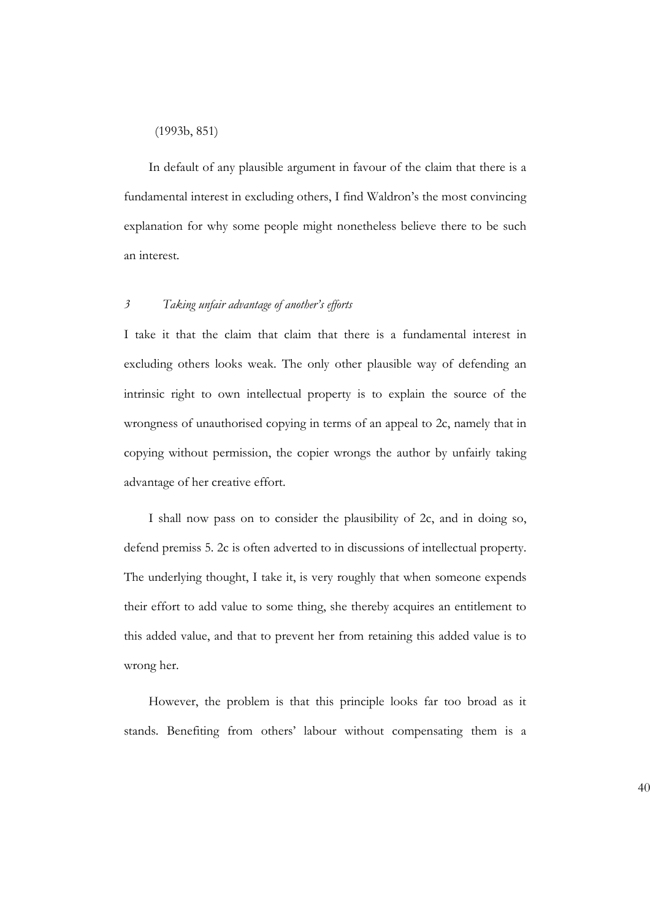(1993b, 851)

In default of any plausible argument in favour of the claim that there is a fundamental interest in excluding others, I find Waldron's the most convincing explanation for why some people might nonetheless believe there to be such an interest.

### *3 Taking unfair advantage of another's efforts*

I take it that the claim that claim that there is a fundamental interest in excluding others looks weak. The only other plausible way of defending an intrinsic right to own intellectual property is to explain the source of the wrongness of unauthorised copying in terms of an appeal to 2c, namely that in copying without permission, the copier wrongs the author by unfairly taking advantage of her creative effort.

I shall now pass on to consider the plausibility of 2c, and in doing so, defend premiss 5. 2c is often adverted to in discussions of intellectual property. The underlying thought, I take it, is very roughly that when someone expends their effort to add value to some thing, she thereby acquires an entitlement to this added value, and that to prevent her from retaining this added value is to wrong her.

However, the problem is that this principle looks far too broad as it stands. Benefiting from others' labour without compensating them is a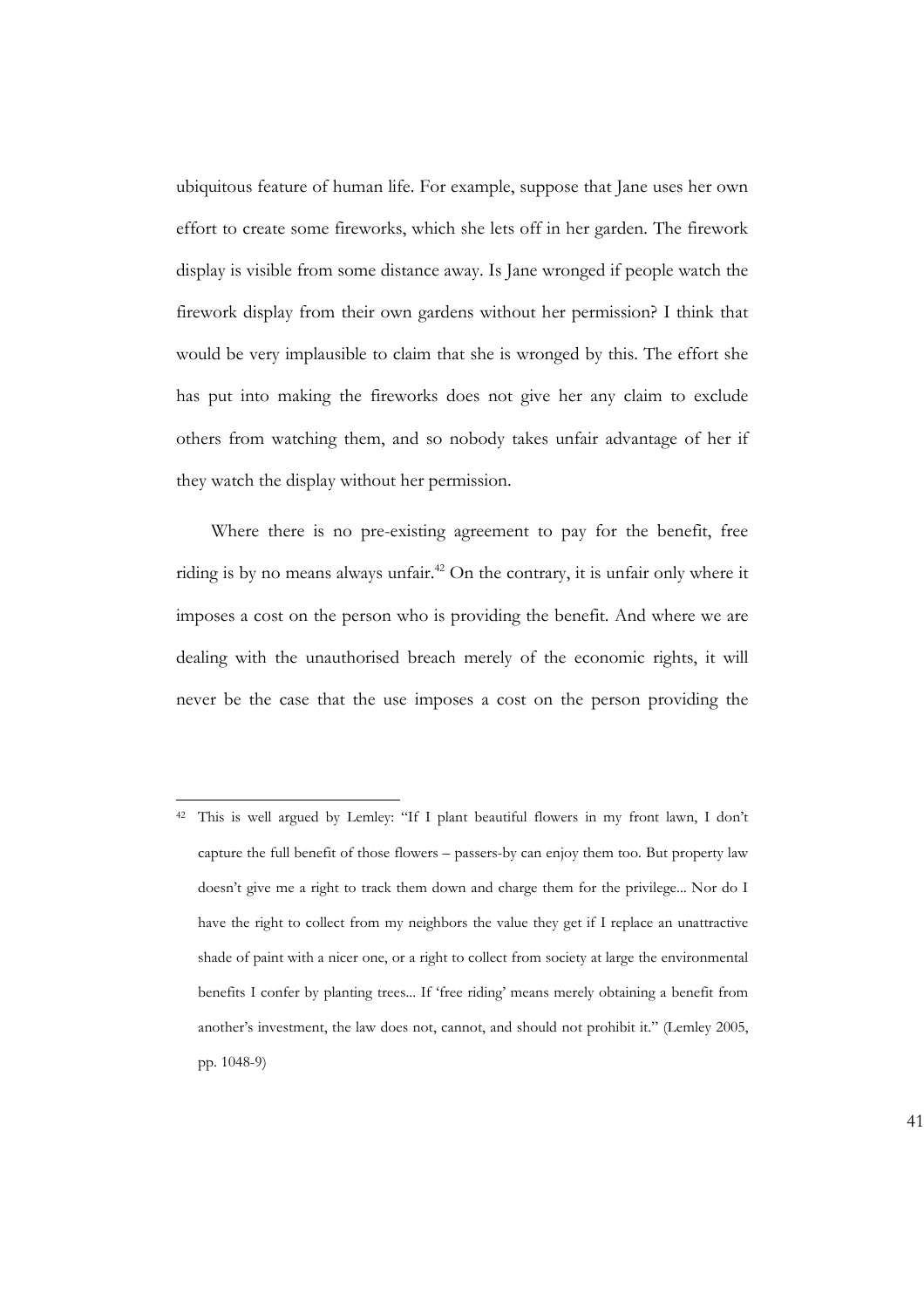ubiquitous feature of human life. For example, suppose that Jane uses her own effort to create some fireworks, which she lets off in her garden. The firework display is visible from some distance away. Is Jane wronged if people watch the firework display from their own gardens without her permission? I think that would be very implausible to claim that she is wronged by this. The effort she has put into making the fireworks does not give her any claim to exclude others from watching them, and so nobody takes unfair advantage of her if they watch the display without her permission.

Where there is no pre-existing agreement to pay for the benefit, free riding is by no means always unfair.[42] On the contrary, it is unfair only where it imposes a cost on the person who is providing the benefit. And where we are dealing with the unauthorised breach merely of the economic rights, it will never be the case that the use imposes a cost on the person providing the

---

[42] This is well argued by Lemley: "If I plant beautiful flowers in my front lawn, I don't capture the full benefit of those flowers – passers-by can enjoy them too. But property law doesn't give me a right to track them down and charge them for the privilege... Nor do I have the right to collect from my neighbors the value they get if I replace an unattractive shade of paint with a nicer one, or a right to collect from society at large the environmental benefits I confer by planting trees... If 'free riding' means merely obtaining a benefit from another's investment, the law does not, cannot, and should not prohibit it." (Lemley 2005, pp. 1048-9)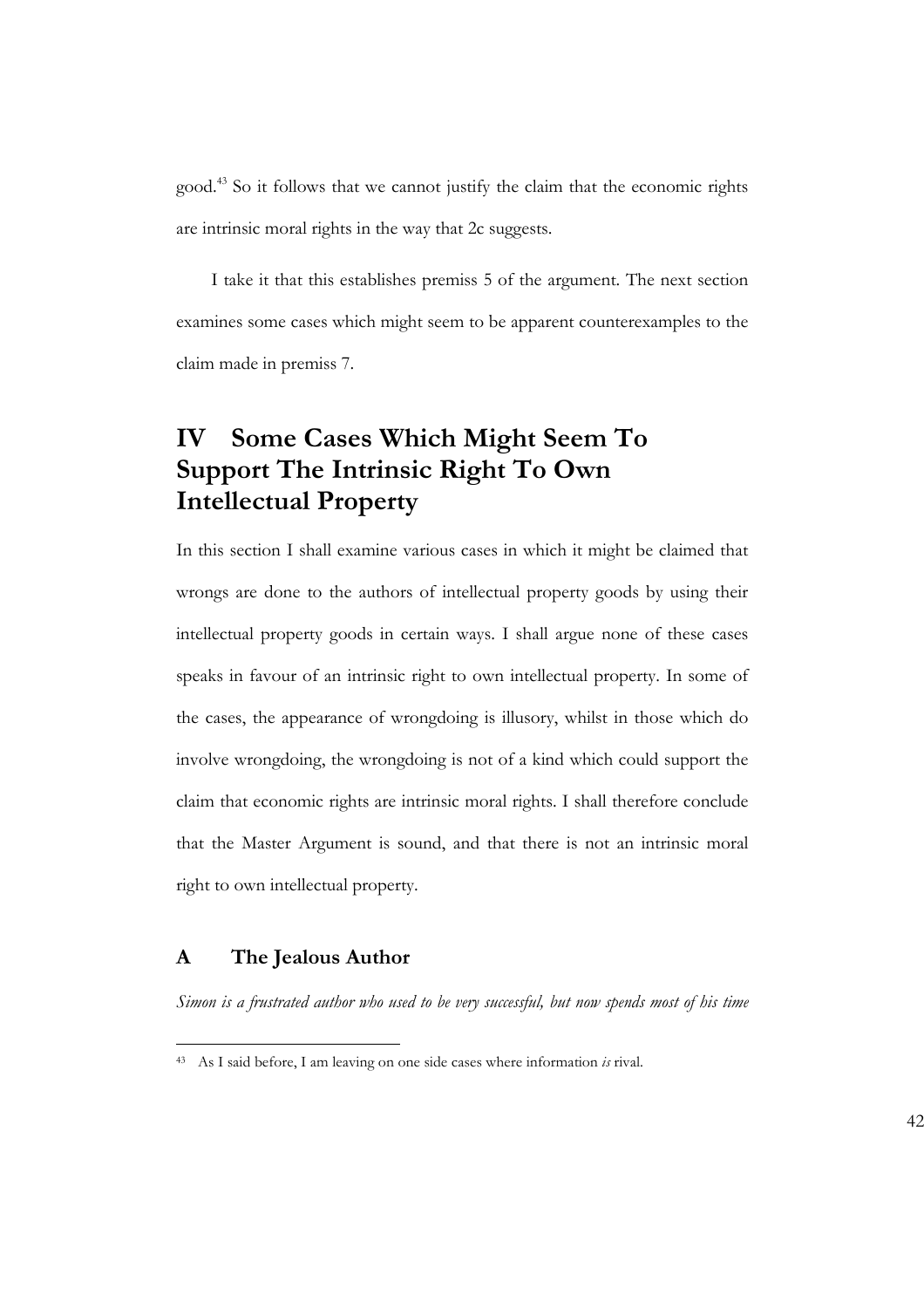good.[43] So it follows that we cannot justify the claim that the economic rights are intrinsic moral rights in the way that 2c suggests.

I take it that this establishes premiss 5 of the argument. The next section examines some cases which might seem to be apparent counterexamples to the claim made in premiss 7.

# IV Some Cases Which Might Seem To Support The Intrinsic Right To Own Intellectual Property

In this section I shall examine various cases in which it might be claimed that wrongs are done to the authors of intellectual property goods by using their intellectual property goods in certain ways. I shall argue none of these cases speaks in favour of an intrinsic right to own intellectual property. In some of the cases, the appearance of wrongdoing is illusory, whilst in those which do involve wrongdoing, the wrongdoing is not of a kind which could support the claim that economic rights are intrinsic moral rights. I shall therefore conclude that the Master Argument is sound, and that there is not an intrinsic moral right to own intellectual property.

## A The Jealous Author

*Simon is a frustrated author who used to be very successful, but now spends most of his time*

[43] As I said before, I am leaving on one side cases where information *is* rival.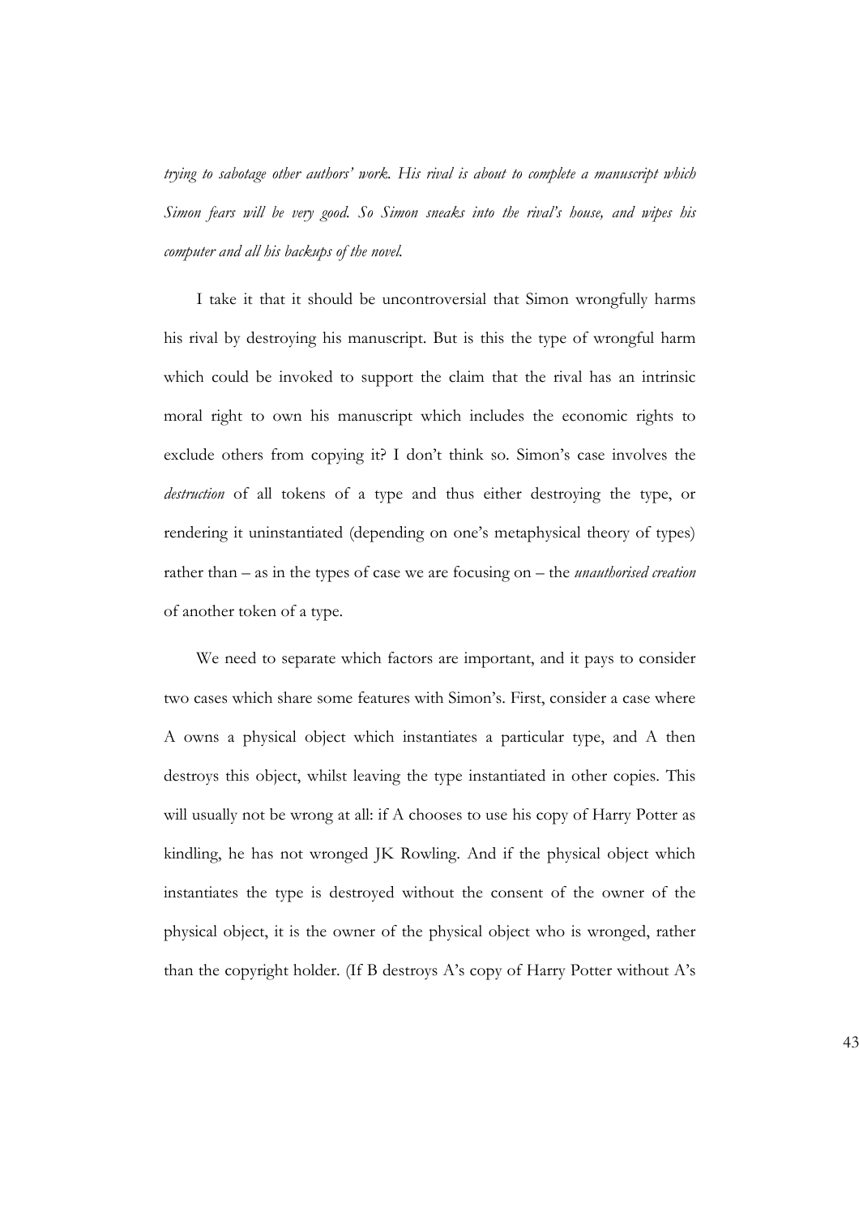*trying to sabotage other authors' work. His rival is about to complete a manuscript which Simon fears will be very good. So Simon sneaks into the rival's house, and wipes his computer and all his backups of the novel.*

I take it that it should be uncontroversial that Simon wrongfully harms his rival by destroying his manuscript. But is this the type of wrongful harm which could be invoked to support the claim that the rival has an intrinsic moral right to own his manuscript which includes the economic rights to exclude others from copying it? I don't think so. Simon's case involves the *destruction* of all tokens of a type and thus either destroying the type, or rendering it uninstantiated (depending on one's metaphysical theory of types) rather than – as in the types of case we are focusing on – the *unauthorised creation* of another token of a type.

We need to separate which factors are important, and it pays to consider two cases which share some features with Simon's. First, consider a case where A owns a physical object which instantiates a particular type, and A then destroys this object, whilst leaving the type instantiated in other copies. This will usually not be wrong at all: if A chooses to use his copy of Harry Potter as kindling, he has not wronged JK Rowling. And if the physical object which instantiates the type is destroyed without the consent of the owner of the physical object, it is the owner of the physical object who is wronged, rather than the copyright holder. (If B destroys A's copy of Harry Potter without A's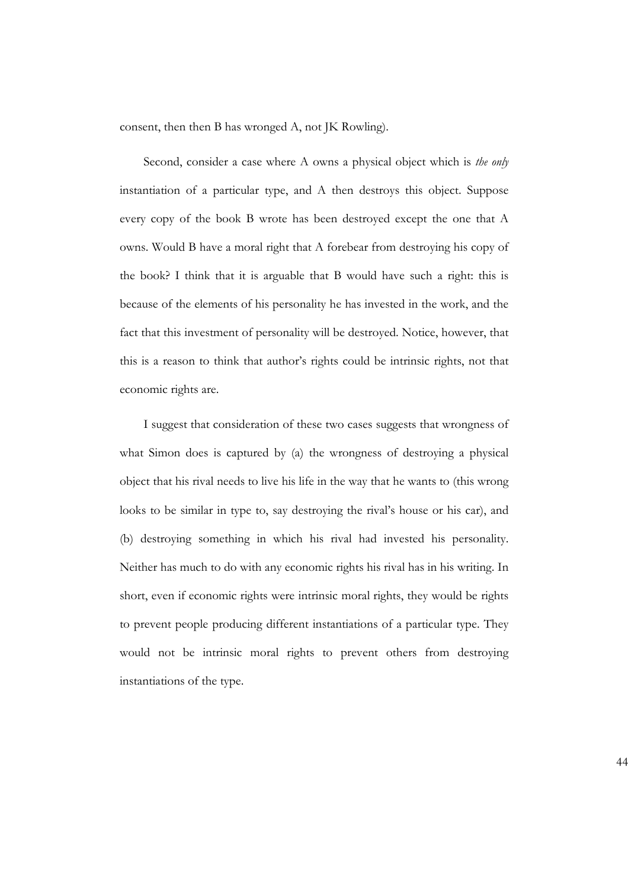consent, then then B has wronged A, not JK Rowling).

Second, consider a case where A owns a physical object which is *the only* instantiation of a particular type, and A then destroys this object. Suppose every copy of the book B wrote has been destroyed except the one that A owns. Would B have a moral right that A forebear from destroying his copy of the book? I think that it is arguable that B would have such a right: this is because of the elements of his personality he has invested in the work, and the fact that this investment of personality will be destroyed. Notice, however, that this is a reason to think that author's rights could be intrinsic rights, not that economic rights are.

I suggest that consideration of these two cases suggests that wrongness of what Simon does is captured by (a) the wrongness of destroying a physical object that his rival needs to live his life in the way that he wants to (this wrong looks to be similar in type to, say destroying the rival's house or his car), and (b) destroying something in which his rival had invested his personality. Neither has much to do with any economic rights his rival has in his writing. In short, even if economic rights were intrinsic moral rights, they would be rights to prevent people producing different instantiations of a particular type. They would not be intrinsic moral rights to prevent others from destroying instantiations of the type.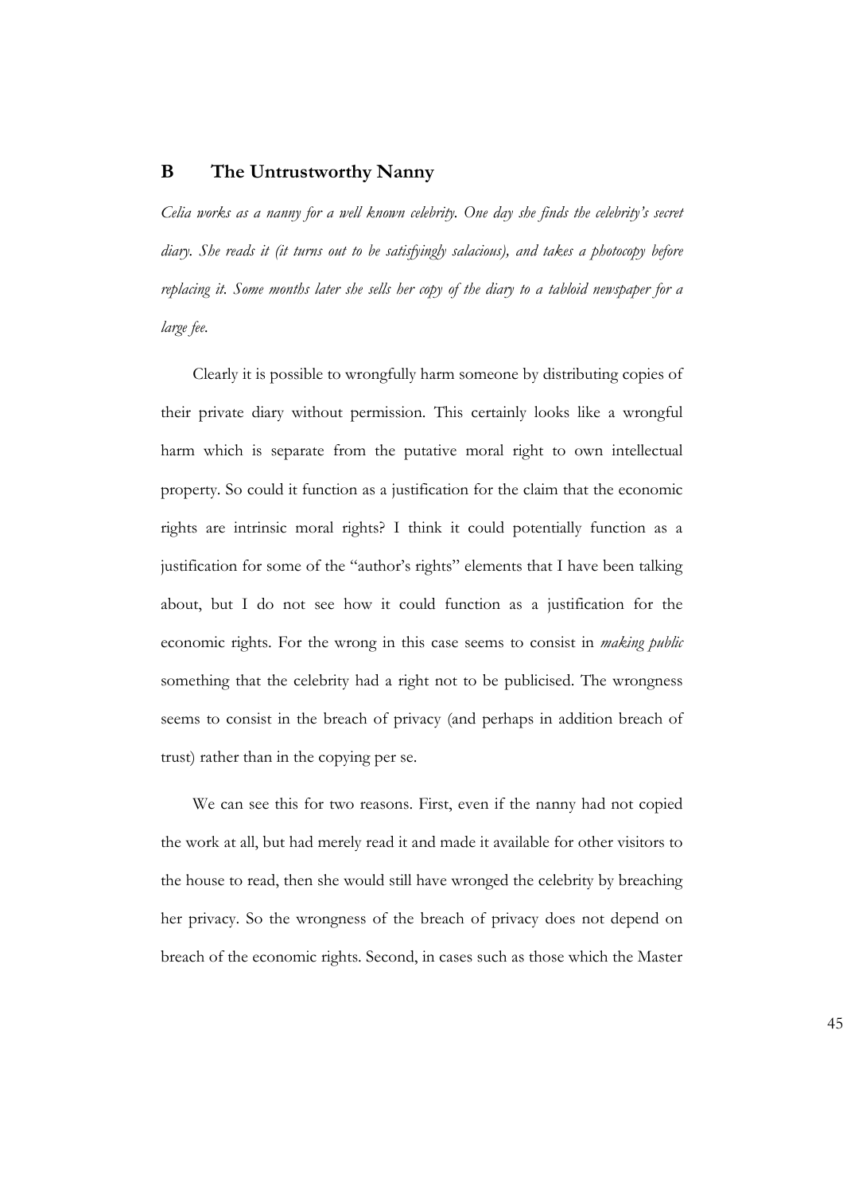## B The Untrustworthy Nanny

*Celia works as a nanny for a well known celebrity. One day she finds the celebrity's secret diary. She reads it (it turns out to be satisfyingly salacious), and takes a photocopy before replacing it. Some months later she sells her copy of the diary to a tabloid newspaper for a large fee.*

Clearly it is possible to wrongfully harm someone by distributing copies of their private diary without permission. This certainly looks like a wrongful harm which is separate from the putative moral right to own intellectual property. So could it function as a justification for the claim that the economic rights are intrinsic moral rights? I think it could potentially function as a justification for some of the "author's rights" elements that I have been talking about, but I do not see how it could function as a justification for the economic rights. For the wrong in this case seems to consist in *making public* something that the celebrity had a right not to be publicised. The wrongness seems to consist in the breach of privacy (and perhaps in addition breach of trust) rather than in the copying per se.

We can see this for two reasons. First, even if the nanny had not copied the work at all, but had merely read it and made it available for other visitors to the house to read, then she would still have wronged the celebrity by breaching her privacy. So the wrongness of the breach of privacy does not depend on breach of the economic rights. Second, in cases such as those which the Master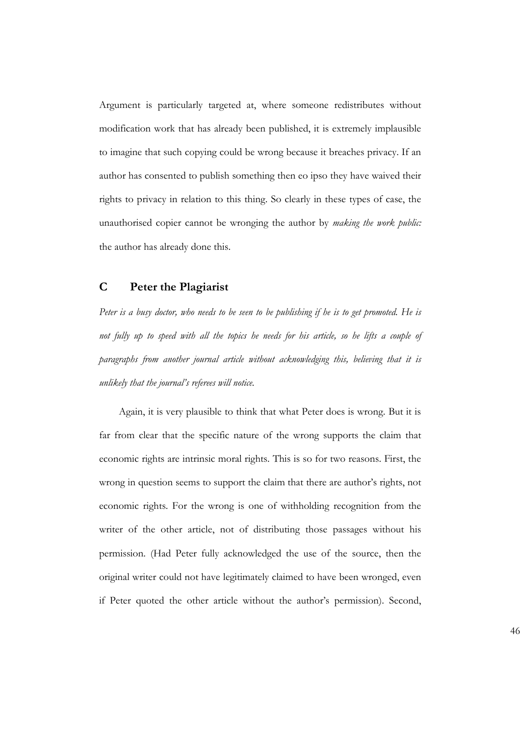Argument is particularly targeted at, where someone redistributes without modification work that has already been published, it is extremely implausible to imagine that such copying could be wrong because it breaches privacy. If an author has consented to publish something then eo ipso they have waived their rights to privacy in relation to this thing. So clearly in these types of case, the unauthorised copier cannot be wronging the author by *making the work public:* the author has already done this.

## C Peter the Plagiarist

*Peter is a busy doctor, who needs to be seen to be publishing if he is to get promoted. He is not fully up to speed with all the topics he needs for his article, so he lifts a couple of paragraphs from another journal article without acknowledging this, believing that it is unlikely that the journal's referees will notice.*

Again, it is very plausible to think that what Peter does is wrong. But it is far from clear that the specific nature of the wrong supports the claim that economic rights are intrinsic moral rights. This is so for two reasons. First, the wrong in question seems to support the claim that there are author's rights, not economic rights. For the wrong is one of withholding recognition from the writer of the other article, not of distributing those passages without his permission. (Had Peter fully acknowledged the use of the source, then the original writer could not have legitimately claimed to have been wronged, even if Peter quoted the other article without the author's permission). Second,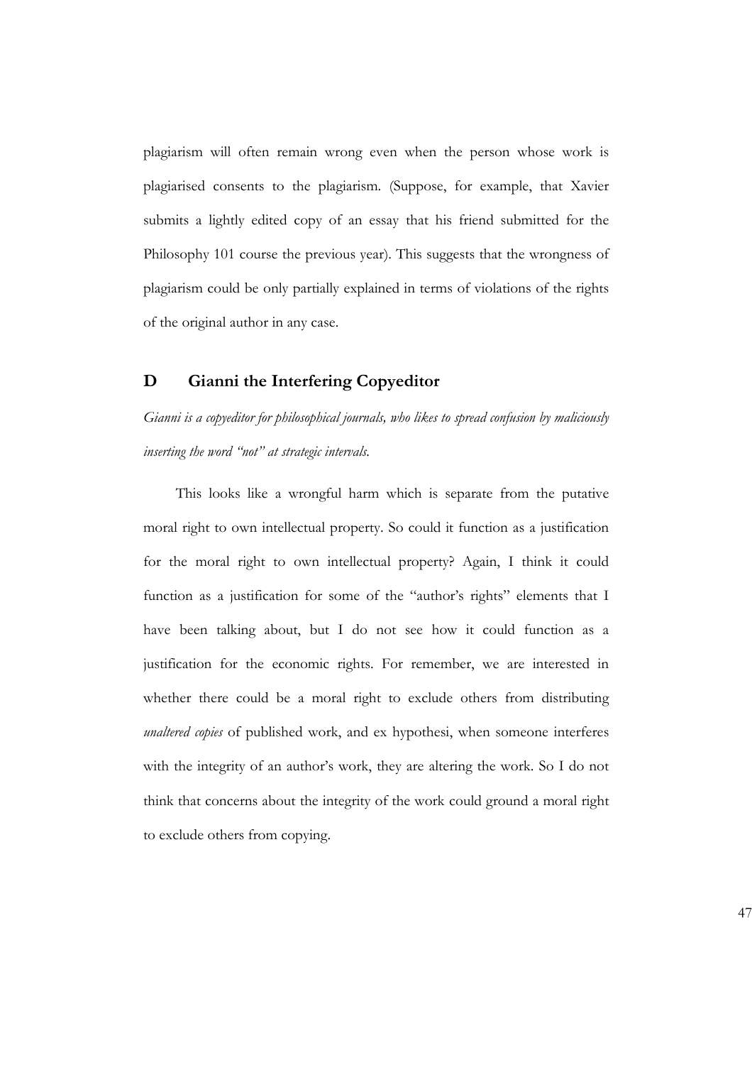plagiarism will often remain wrong even when the person whose work is plagiarised consents to the plagiarism. (Suppose, for example, that Xavier submits a lightly edited copy of an essay that his friend submitted for the Philosophy 101 course the previous year). This suggests that the wrongness of plagiarism could be only partially explained in terms of violations of the rights of the original author in any case.

## D Gianni the Interfering Copyeditor

*Gianni is a copyeditor for philosophical journals, who likes to spread confusion by maliciously inserting the word "not" at strategic intervals.*

This looks like a wrongful harm which is separate from the putative moral right to own intellectual property. So could it function as a justification for the moral right to own intellectual property? Again, I think it could function as a justification for some of the "author's rights" elements that I have been talking about, but I do not see how it could function as a justification for the economic rights. For remember, we are interested in whether there could be a moral right to exclude others from distributing *unaltered copies* of published work, and ex hypothesi, when someone interferes with the integrity of an author's work, they are altering the work. So I do not think that concerns about the integrity of the work could ground a moral right to exclude others from copying.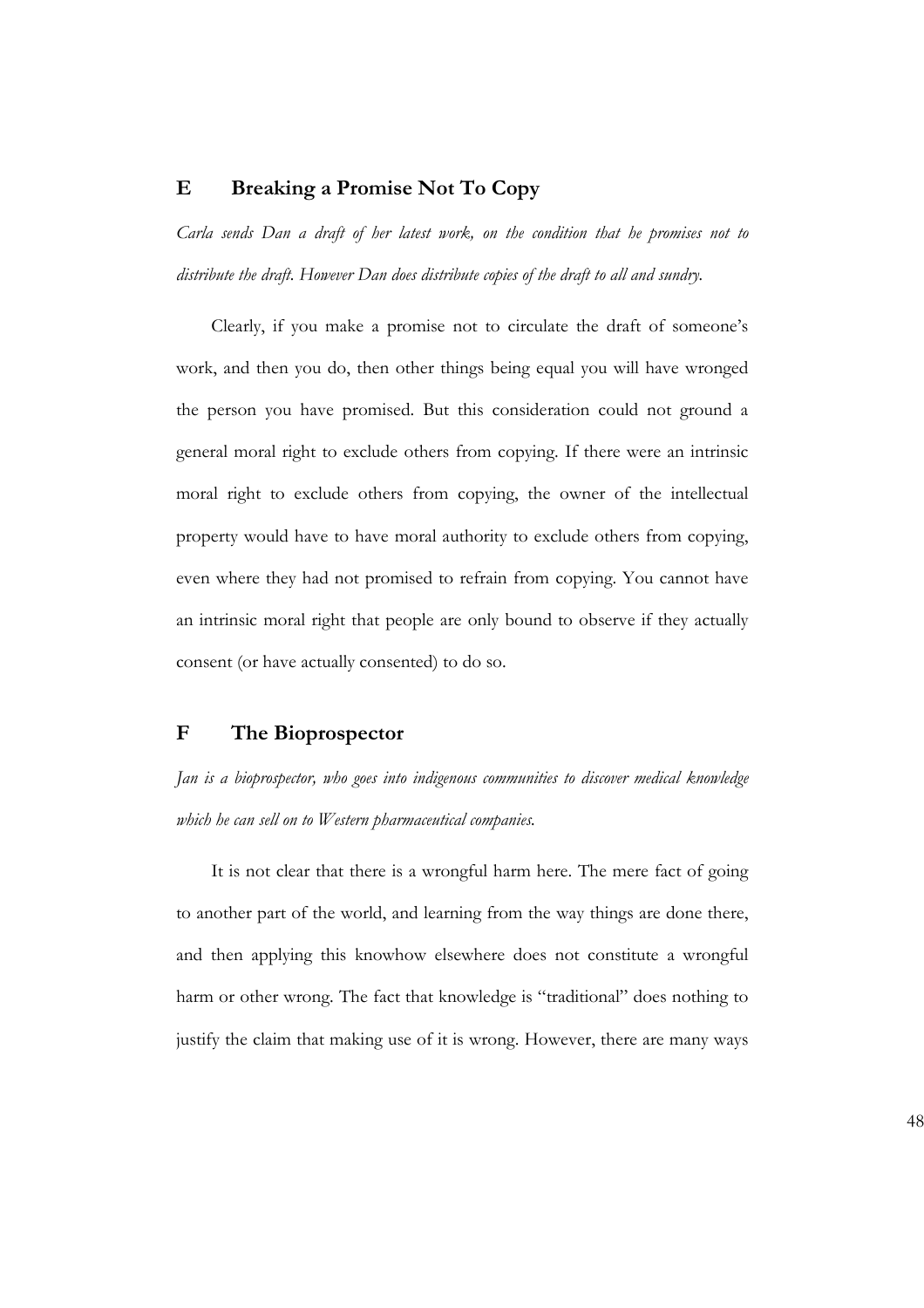## E Breaking a Promise Not To Copy

*Carla sends Dan a draft of her latest work, on the condition that he promises not to distribute the draft. However Dan does distribute copies of the draft to all and sundry.*

Clearly, if you make a promise not to circulate the draft of someone's work, and then you do, then other things being equal you will have wronged the person you have promised. But this consideration could not ground a general moral right to exclude others from copying. If there were an intrinsic moral right to exclude others from copying, the owner of the intellectual property would have to have moral authority to exclude others from copying, even where they had not promised to refrain from copying. You cannot have an intrinsic moral right that people are only bound to observe if they actually consent (or have actually consented) to do so.

## F The Bioprospector

*Jan is a bioprospector, who goes into indigenous communities to discover medical knowledge which he can sell on to Western pharmaceutical companies.*

It is not clear that there is a wrongful harm here. The mere fact of going to another part of the world, and learning from the way things are done there, and then applying this knowhow elsewhere does not constitute a wrongful harm or other wrong. The fact that knowledge is "traditional" does nothing to justify the claim that making use of it is wrong. However, there are many ways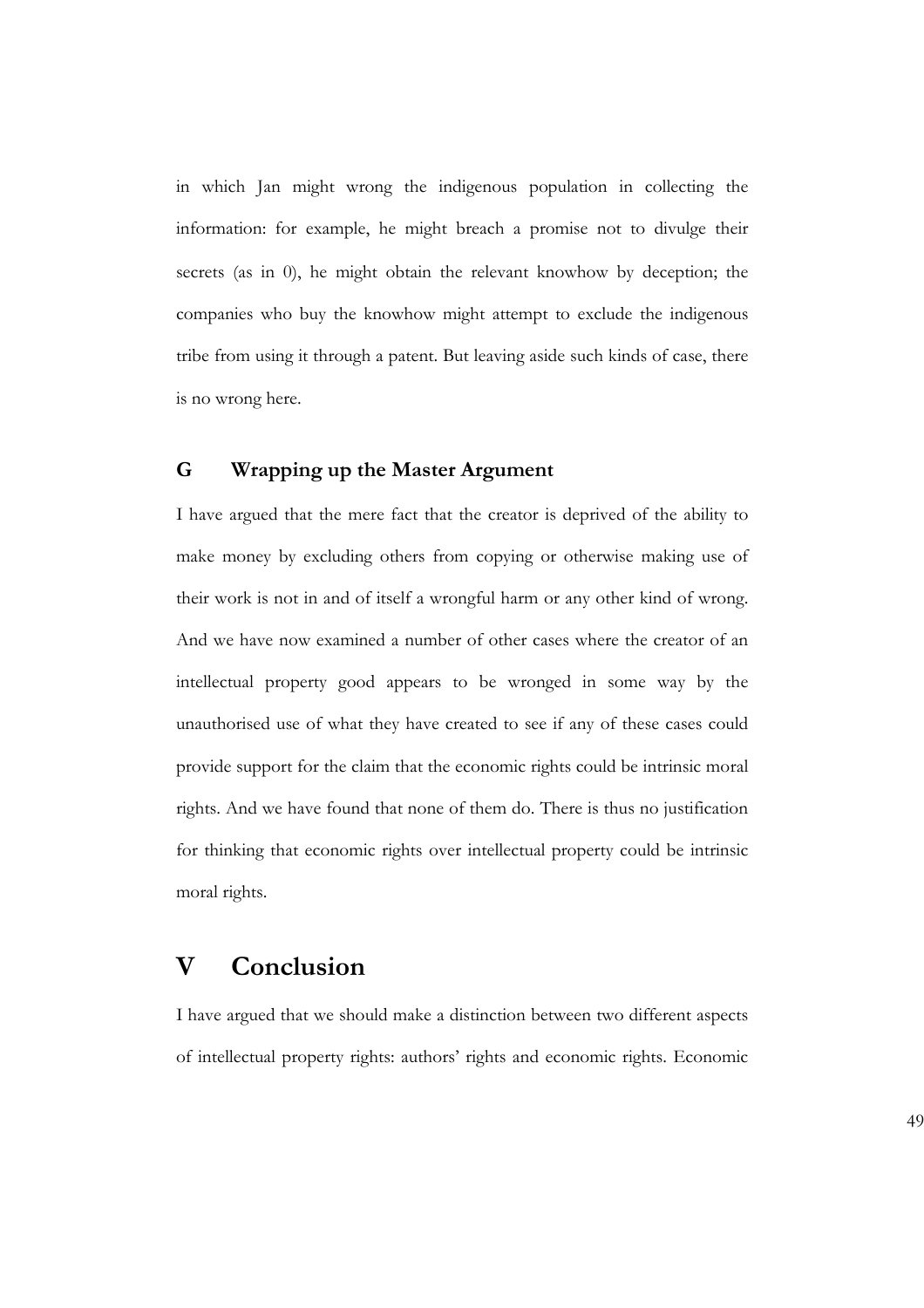in which Jan might wrong the indigenous population in collecting the information: for example, he might breach a promise not to divulge their secrets (as in 0), he might obtain the relevant knowhow by deception; the companies who buy the knowhow might attempt to exclude the indigenous tribe from using it through a patent. But leaving aside such kinds of case, there is no wrong here.

### G Wrapping up the Master Argument

I have argued that the mere fact that the creator is deprived of the ability to make money by excluding others from copying or otherwise making use of their work is not in and of itself a wrongful harm or any other kind of wrong. And we have now examined a number of other cases where the creator of an intellectual property good appears to be wronged in some way by the unauthorised use of what they have created to see if any of these cases could provide support for the claim that the economic rights could be intrinsic moral rights. And we have found that none of them do. There is thus no justification for thinking that economic rights over intellectual property could be intrinsic moral rights.

## V Conclusion

I have argued that we should make a distinction between two different aspects of intellectual property rights: authors' rights and economic rights. Economic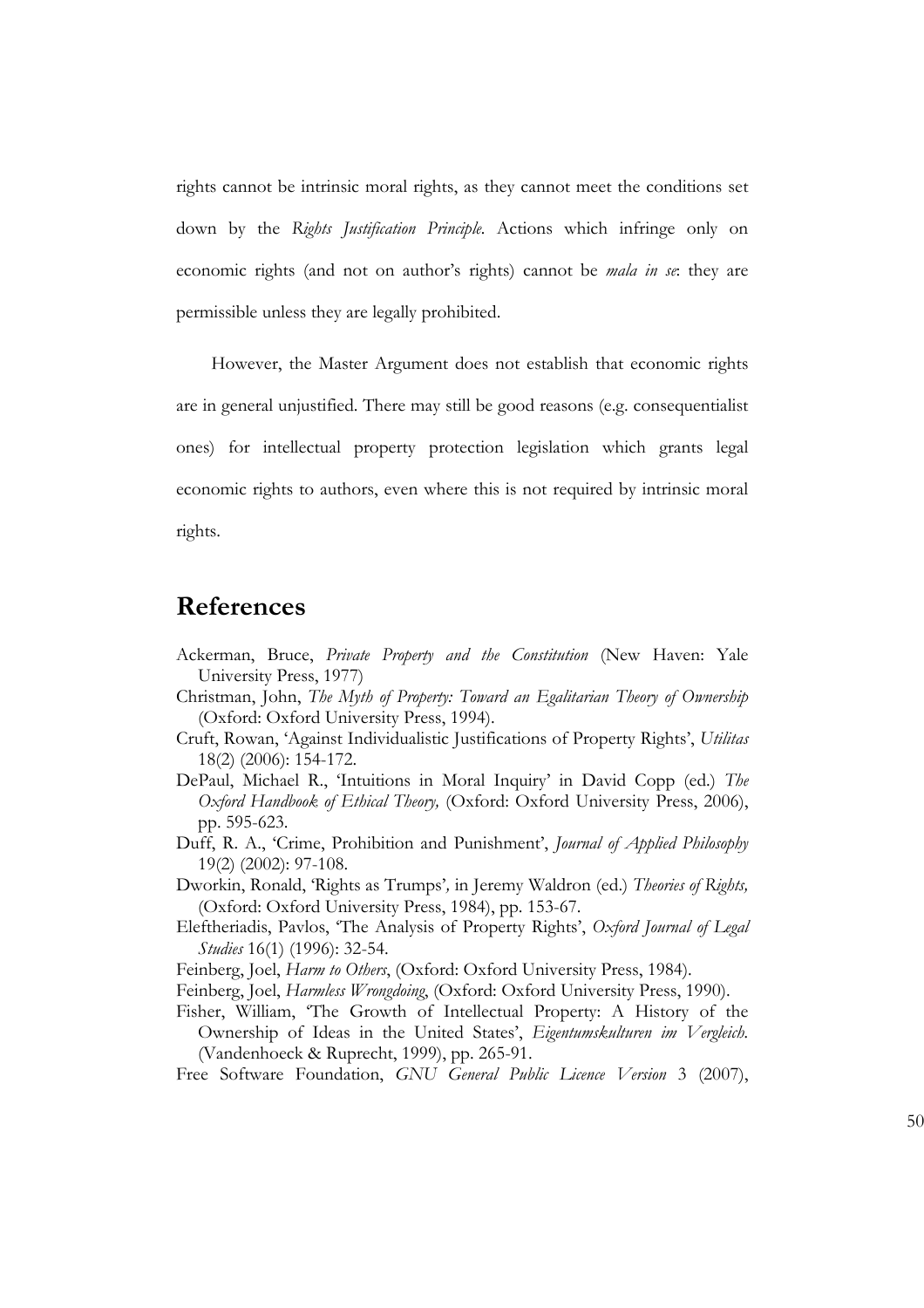rights cannot be intrinsic moral rights, as they cannot meet the conditions set down by the *Rights Justification Principle*. Actions which infringe only on economic rights (and not on author's rights) cannot be *mala in se*: they are permissible unless they are legally prohibited.

However, the Master Argument does not establish that economic rights are in general unjustified. There may still be good reasons (e.g. consequentialist ones) for intellectual property protection legislation which grants legal economic rights to authors, even where this is not required by intrinsic moral rights.

## References

Ackerman, Bruce, *Private Property and the Constitution* (New Haven: Yale University Press, 1977)

Christman, John, *The Myth of Property: Toward an Egalitarian Theory of Ownership* (Oxford: Oxford University Press, 1994).

Cruft, Rowan, 'Against Individualistic Justifications of Property Rights', *Utilitas* 18(2) (2006): 154-172.

DePaul, Michael R., 'Intuitions in Moral Inquiry' in David Copp (ed.) *The Oxford Handbook of Ethical Theory,* (Oxford: Oxford University Press, 2006), pp. 595-623.

Duff, R. A., 'Crime, Prohibition and Punishment', *Journal of Applied Philosophy* 19(2) (2002): 97-108.

Dworkin, Ronald, 'Rights as Trumps'*,* in Jeremy Waldron (ed.) *Theories of Rights,* (Oxford: Oxford University Press, 1984), pp. 153-67.

Eleftheriadis, Pavlos, 'The Analysis of Property Rights', *Oxford Journal of Legal Studies* 16(1) (1996): 32-54.

Feinberg, Joel, *Harm to Others*, (Oxford: Oxford University Press, 1984).

Feinberg, Joel, *Harmless Wrongdoing*, (Oxford: Oxford University Press, 1990).

Fisher, William, 'The Growth of Intellectual Property: A History of the Ownership of Ideas in the United States', *Eigentumskulturen im Vergleich*. (Vandenhoeck & Ruprecht, 1999), pp. 265-91.

Free Software Foundation, *GNU General Public Licence Version* 3 (2007),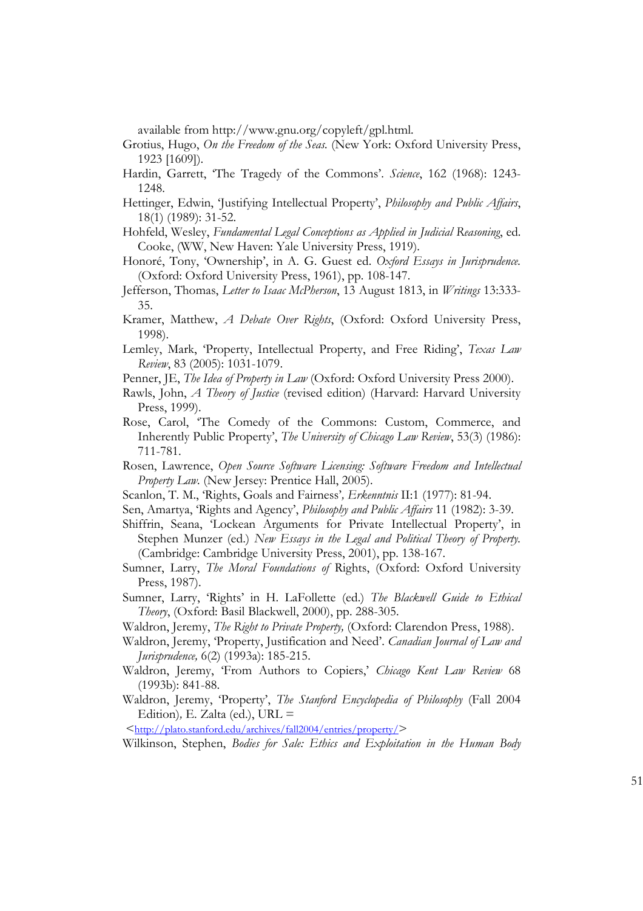available from http://www.gnu.org/copyleft/gpl.html.

Grotius, Hugo, *On the Freedom of the Seas.* (New York: Oxford University Press, 1923 [1609]).

Hardin, Garrett, 'The Tragedy of the Commons'. *Science*, 162 (1968): 1243-1248.

Hettinger, Edwin, 'Justifying Intellectual Property', *Philosophy and Public Affairs*, 18(1) (1989): 31-52.

Hohfeld, Wesley, *Fundamental Legal Conceptions as Applied in Judicial Reasoning*, ed. Cooke, (WW, New Haven: Yale University Press, 1919).

Honoré, Tony, 'Ownership', in A. G. Guest ed. *Oxford Essays in Jurisprudence.* (Oxford: Oxford University Press, 1961), pp. 108-147.

Jefferson, Thomas, *Letter to Isaac McPherson*, 13 August 1813, in *Writings* 13:333-35.

Kramer, Matthew, *A Debate Over Rights*, (Oxford: Oxford University Press, 1998).

Lemley, Mark, 'Property, Intellectual Property, and Free Riding', *Texas Law Review*, 83 (2005): 1031-1079.

Penner, JE, *The Idea of Property in Law* (Oxford: Oxford University Press 2000).

Rawls, John, *A Theory of Justice* (revised edition) (Harvard: Harvard University Press, 1999).

Rose, Carol, 'The Comedy of the Commons: Custom, Commerce, and Inherently Public Property', *The University of Chicago Law Review*, 53(3) (1986): 711-781.

Rosen, Lawrence, *Open Source Software Licensing: Software Freedom and Intellectual Property Law.* (New Jersey: Prentice Hall, 2005).

Scanlon, T. M., 'Rights, Goals and Fairness', *Erkenntnis* II:1 (1977): 81-94.

Sen, Amartya, 'Rights and Agency', *Philosophy and Public Affairs* 11 (1982): 3-39.

Shiffrin, Seana, 'Lockean Arguments for Private Intellectual Property', in Stephen Munzer (ed.) *New Essays in the Legal and Political Theory of Property.* (Cambridge: Cambridge University Press, 2001), pp. 138-167.

Sumner, Larry, *The Moral Foundations of* Rights, (Oxford: Oxford University Press, 1987).

Sumner, Larry, 'Rights' in H. LaFollette (ed.) *The Blackwell Guide to Ethical Theory*, (Oxford: Basil Blackwell, 2000), pp. 288-305.

Waldron, Jeremy, *The Right to Private Property,* (Oxford: Clarendon Press, 1988).

Waldron, Jeremy, 'Property, Justification and Need'. *Canadian Journal of Law and Jurisprudence,* 6(2) (1993a): 185-215.

Waldron, Jeremy, 'From Authors to Copiers,' *Chicago Kent Law Review* 68 (1993b): 841-88.

Waldron, Jeremy, 'Property', *The Stanford Encyclopedia of Philosophy* (Fall 2004 Edition), E. Zalta (ed.), URL = <http://plato.stanford.edu/archives/fall2004/entries/property/>

Wilkinson, Stephen, *Bodies for Sale: Ethics and Exploitation in the Human Body*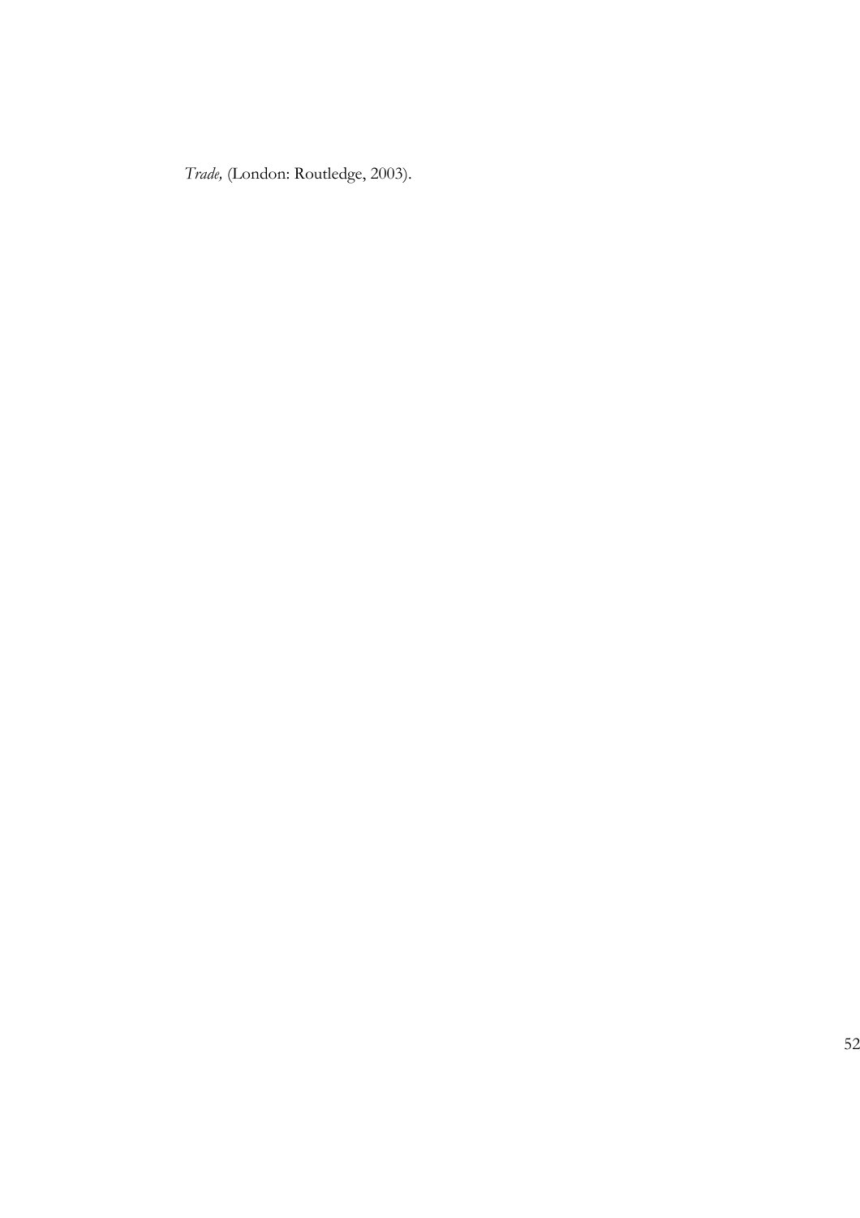*Trade,* (London: Routledge, 2003).